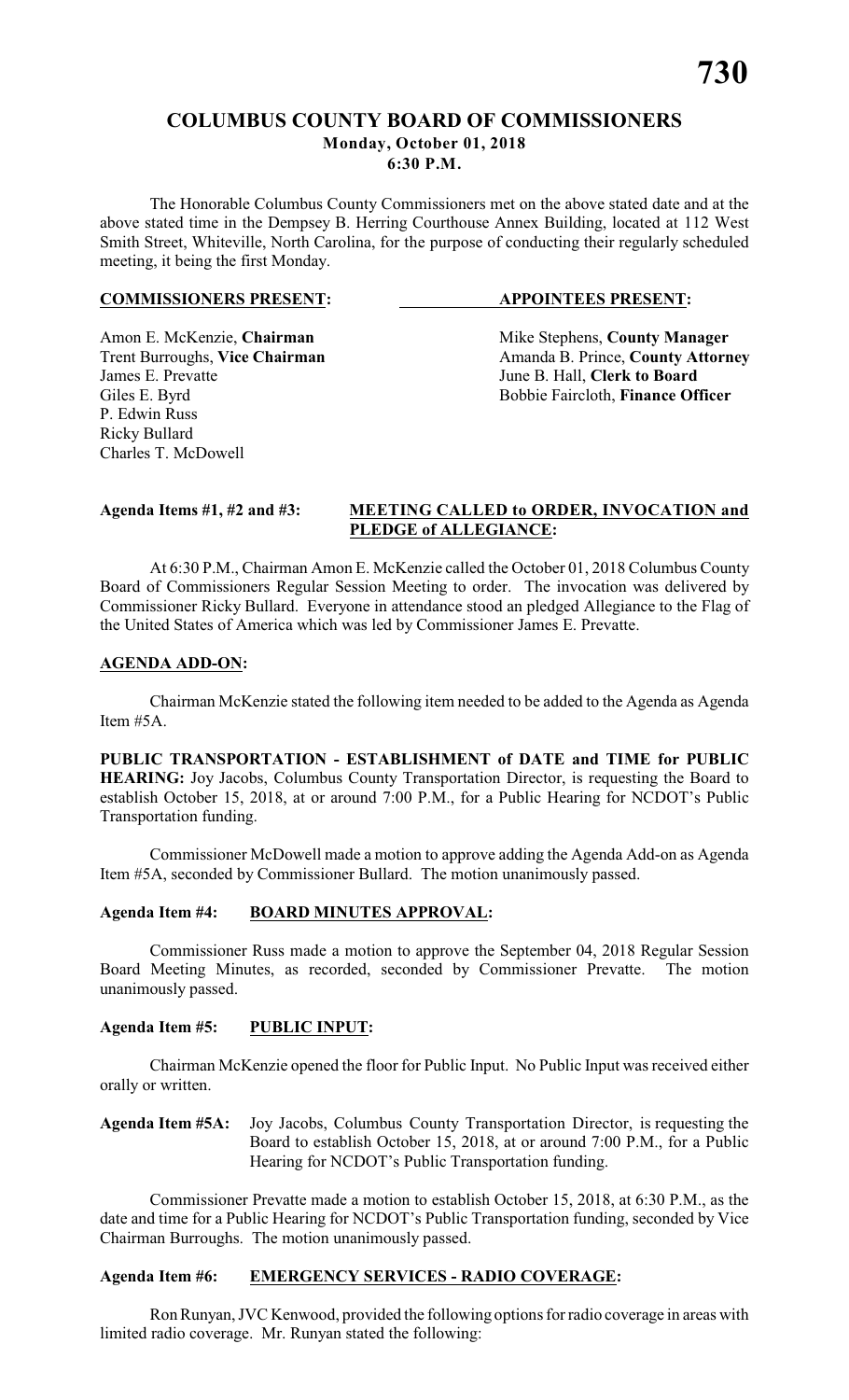# COLUMBUS COUNTY BOARD OF COMMISSIONERS

**Monday, October 01, 2018**
**6:30 P.M.**

The Honorable Columbus County Commissioners met on the above stated date and at the above stated time in the Dempsey B. Herring Courthouse Annex Building, located at 112 West Smith Street, Whiteville, North Carolina, for the purpose of conducting their regularly scheduled meeting, it being the first Monday.

| **COMMISSIONERS PRESENT:** | **APPOINTEES PRESENT:** |
|---|---|
| Amon E. McKenzie, **Chairman** | Mike Stephens, **County Manager** |
| Trent Burroughs, **Vice Chairman** | Amanda B. Prince, **County Attorney** |
| James E. Prevatte | June B. Hall, **Clerk to Board** |
| Giles E. Byrd | Bobbie Faircloth, **Finance Officer** |
| P. Edwin Russ | |
| Ricky Bullard | |
| Charles T. McDowell | |

**Agenda Items #1, #2 and #3: MEETING CALLED to ORDER, INVOCATION and PLEDGE of ALLEGIANCE:**

At 6:30 P.M., Chairman Amon E. McKenzie called the October 01, 2018 Columbus County Board of Commissioners Regular Session Meeting to order. The invocation was delivered by Commissioner Ricky Bullard. Everyone in attendance stood an pledged Allegiance to the Flag of the United States of America which was led by Commissioner James E. Prevatte.

**AGENDA ADD-ON:**

Chairman McKenzie stated the following item needed to be added to the Agenda as Agenda Item #5A.

**PUBLIC TRANSPORTATION - ESTABLISHMENT of DATE and TIME for PUBLIC HEARING:** Joy Jacobs, Columbus County Transportation Director, is requesting the Board to establish October 15, 2018, at or around 7:00 P.M., for a Public Hearing for NCDOT's Public Transportation funding.

Commissioner McDowell made a motion to approve adding the Agenda Add-on as Agenda Item #5A, seconded by Commissioner Bullard. The motion unanimously passed.

**Agenda Item #4: BOARD MINUTES APPROVAL:**

Commissioner Russ made a motion to approve the September 04, 2018 Regular Session Board Meeting Minutes, as recorded, seconded by Commissioner Prevatte. The motion unanimously passed.

**Agenda Item #5: PUBLIC INPUT:**

Chairman McKenzie opened the floor for Public Input. No Public Input was received either orally or written.

**Agenda Item #5A:** Joy Jacobs, Columbus County Transportation Director, is requesting the Board to establish October 15, 2018, at or around 7:00 P.M., for a Public Hearing for NCDOT's Public Transportation funding.

Commissioner Prevatte made a motion to establish October 15, 2018, at 6:30 P.M., as the date and time for a Public Hearing for NCDOT's Public Transportation funding, seconded by Vice Chairman Burroughs. The motion unanimously passed.

**Agenda Item #6: EMERGENCY SERVICES - RADIO COVERAGE:**

Ron Runyan, JVC Kenwood, provided the following options for radio coverage in areas with limited radio coverage. Mr. Runyan stated the following: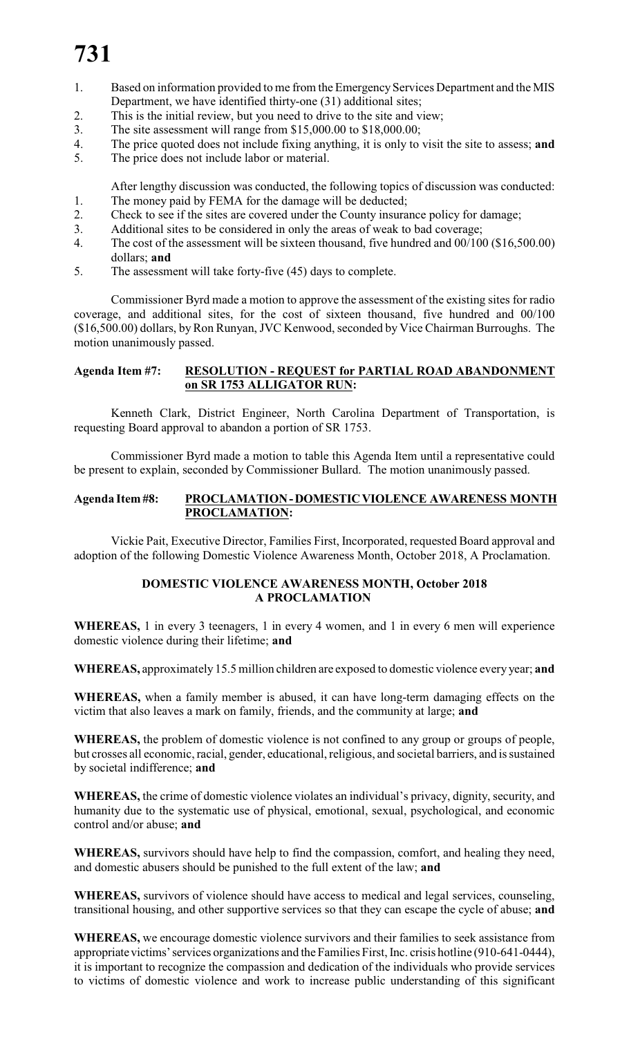1. Based on information provided to me from the Emergency Services Department and the MIS Department, we have identified thirty-one (31) additional sites;
2. This is the initial review, but you need to drive to the site and view;
3. The site assessment will range from $15,000.00 to $18,000.00;
4. The price quoted does not include fixing anything, it is only to visit the site to assess; **and**
5. The price does not include labor or material.

After lengthy discussion was conducted, the following topics of discussion was conducted:

1. The money paid by FEMA for the damage will be deducted;
2. Check to see if the sites are covered under the County insurance policy for damage;
3. Additional sites to be considered in only the areas of weak to bad coverage;
4. The cost of the assessment will be sixteen thousand, five hundred and 00/100 ($16,500.00) dollars; **and**
5. The assessment will take forty-five (45) days to complete.

Commissioner Byrd made a motion to approve the assessment of the existing sites for radio coverage, and additional sites, for the cost of sixteen thousand, five hundred and 00/100 ($16,500.00) dollars, by Ron Runyan, JVC Kenwood, seconded by Vice Chairman Burroughs. The motion unanimously passed.

**Agenda Item #7: RESOLUTION - REQUEST for PARTIAL ROAD ABANDONMENT on SR 1753 ALLIGATOR RUN:**

Kenneth Clark, District Engineer, North Carolina Department of Transportation, is requesting Board approval to abandon a portion of SR 1753.

Commissioner Byrd made a motion to table this Agenda Item until a representative could be present to explain, seconded by Commissioner Bullard. The motion unanimously passed.

**Agenda Item #8: PROCLAMATION - DOMESTIC VIOLENCE AWARENESS MONTH PROCLAMATION:**

Vickie Pait, Executive Director, Families First, Incorporated, requested Board approval and adoption of the following Domestic Violence Awareness Month, October 2018, A Proclamation.

**DOMESTIC VIOLENCE AWARENESS MONTH, October 2018**
**A PROCLAMATION**

**WHEREAS,** 1 in every 3 teenagers, 1 in every 4 women, and 1 in every 6 men will experience domestic violence during their lifetime; **and**

**WHEREAS,** approximately 15.5 million children are exposed to domestic violence every year; **and**

**WHEREAS,** when a family member is abused, it can have long-term damaging effects on the victim that also leaves a mark on family, friends, and the community at large; **and**

**WHEREAS,** the problem of domestic violence is not confined to any group or groups of people, but crosses all economic, racial, gender, educational, religious, and societal barriers, and is sustained by societal indifference; **and**

**WHEREAS,** the crime of domestic violence violates an individual's privacy, dignity, security, and humanity due to the systematic use of physical, emotional, sexual, psychological, and economic control and/or abuse; **and**

**WHEREAS,** survivors should have help to find the compassion, comfort, and healing they need, and domestic abusers should be punished to the full extent of the law; **and**

**WHEREAS,** survivors of violence should have access to medical and legal services, counseling, transitional housing, and other supportive services so that they can escape the cycle of abuse; **and**

**WHEREAS,** we encourage domestic violence survivors and their families to seek assistance from appropriate victims' services organizations and the Families First, Inc. crisis hotline (910-641-0444), it is important to recognize the compassion and dedication of the individuals who provide services to victims of domestic violence and work to increase public understanding of this significant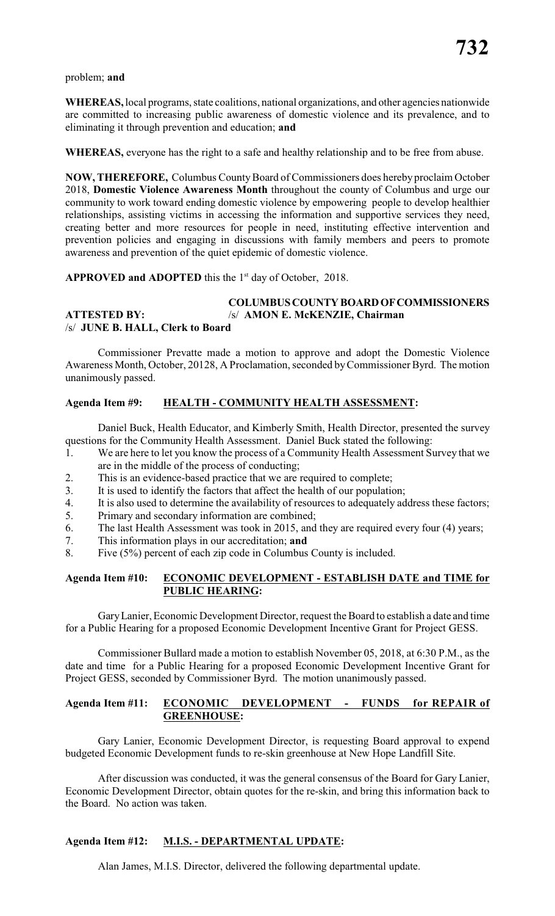problem; **and**

**WHEREAS,** local programs, state coalitions, national organizations, and other agencies nationwide are committed to increasing public awareness of domestic violence and its prevalence, and to eliminating it through prevention and education; **and**

**WHEREAS,** everyone has the right to a safe and healthy relationship and to be free from abuse.

**NOW, THEREFORE,** Columbus County Board of Commissioners does hereby proclaim October 2018, **Domestic Violence Awareness Month** throughout the county of Columbus and urge our community to work toward ending domestic violence by empowering people to develop healthier relationships, assisting victims in accessing the information and supportive services they need, creating better and more resources for people in need, instituting effective intervention and prevention policies and engaging in discussions with family members and peers to promote awareness and prevention of the quiet epidemic of domestic violence.

**APPROVED and ADOPTED** this the 1st day of October, 2018.

**COLUMBUS COUNTY BOARD OF COMMISSIONERS**

**ATTESTED BY:** /s/ **AMON E. McKENZIE, Chairman**

/s/ **JUNE B. HALL, Clerk to Board**

Commissioner Prevatte made a motion to approve and adopt the Domestic Violence Awareness Month, October, 20128, A Proclamation, seconded by Commissioner Byrd. The motion unanimously passed.

### Agenda Item #9: HEALTH - COMMUNITY HEALTH ASSESSMENT:

Daniel Buck, Health Educator, and Kimberly Smith, Health Director, presented the survey questions for the Community Health Assessment. Daniel Buck stated the following:

1. We are here to let you know the process of a Community Health Assessment Survey that we are in the middle of the process of conducting;
2. This is an evidence-based practice that we are required to complete;
3. It is used to identify the factors that affect the health of our population;
4. It is also used to determine the availability of resources to adequately address these factors;
5. Primary and secondary information are combined;
6. The last Health Assessment was took in 2015, and they are required every four (4) years;
7. This information plays in our accreditation; **and**
8. Five (5%) percent of each zip code in Columbus County is included.

### Agenda Item #10: ECONOMIC DEVELOPMENT - ESTABLISH DATE and TIME for PUBLIC HEARING:

Gary Lanier, Economic Development Director, request the Board to establish a date and time for a Public Hearing for a proposed Economic Development Incentive Grant for Project GESS.

Commissioner Bullard made a motion to establish November 05, 2018, at 6:30 P.M., as the date and time for a Public Hearing for a proposed Economic Development Incentive Grant for Project GESS, seconded by Commissioner Byrd. The motion unanimously passed.

### Agenda Item #11: ECONOMIC DEVELOPMENT - FUNDS for REPAIR of GREENHOUSE:

Gary Lanier, Economic Development Director, is requesting Board approval to expend budgeted Economic Development funds to re-skin greenhouse at New Hope Landfill Site.

After discussion was conducted, it was the general consensus of the Board for Gary Lanier, Economic Development Director, obtain quotes for the re-skin, and bring this information back to the Board. No action was taken.

### Agenda Item #12: M.I.S. - DEPARTMENTAL UPDATE:

Alan James, M.I.S. Director, delivered the following departmental update.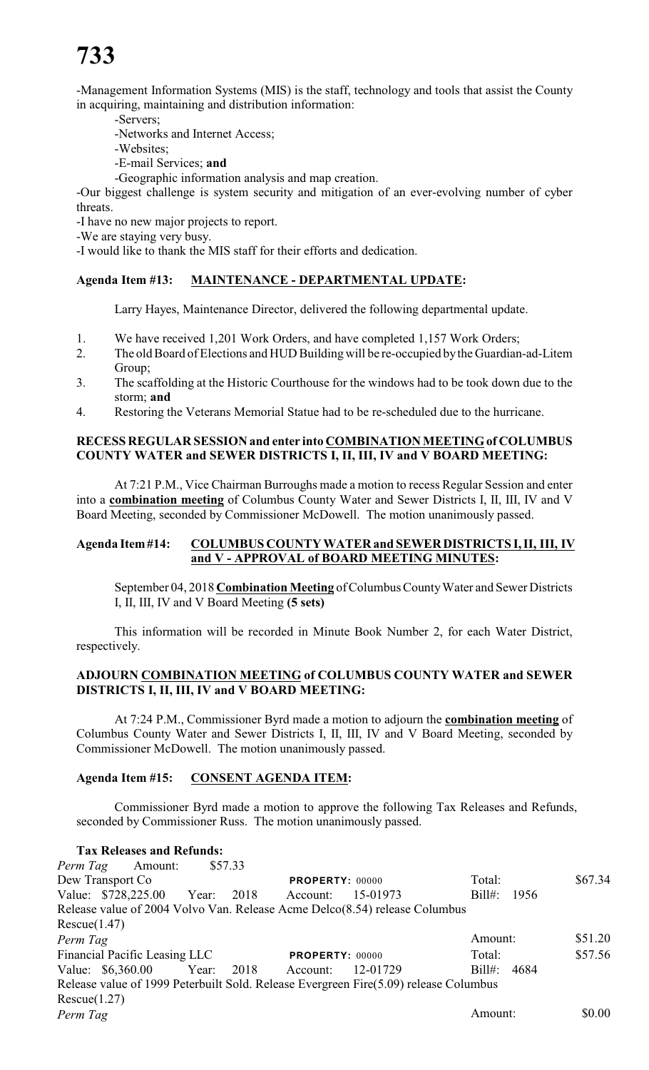-Management Information Systems (MIS) is the staff, technology and tools that assist the County in acquiring, maintaining and distribution information:

-Servers;

-Networks and Internet Access;

-Websites;

-E-mail Services; **and**

-Geographic information analysis and map creation.

-Our biggest challenge is system security and mitigation of an ever-evolving number of cyber threats.

-I have no new major projects to report.

-We are staying very busy.

-I would like to thank the MIS staff for their efforts and dedication.

### Agenda Item #13: MAINTENANCE - DEPARTMENTAL UPDATE:

Larry Hayes, Maintenance Director, delivered the following departmental update.

1. We have received 1,201 Work Orders, and have completed 1,157 Work Orders;
2. The old Board of Elections and HUD Building will be re-occupied by the Guardian-ad-Litem Group;
3. The scaffolding at the Historic Courthouse for the windows had to be took down due to the storm; **and**
4. Restoring the Veterans Memorial Statue had to be re-scheduled due to the hurricane.

### RECESS REGULAR SESSION and enter into COMBINATION MEETING of COLUMBUS COUNTY WATER and SEWER DISTRICTS I, II, III, IV and V BOARD MEETING:

At 7:21 P.M., Vice Chairman Burroughs made a motion to recess Regular Session and enter into a **combination meeting** of Columbus County Water and Sewer Districts I, II, III, IV and V Board Meeting, seconded by Commissioner McDowell. The motion unanimously passed.

### Agenda Item #14: COLUMBUS COUNTY WATER and SEWER DISTRICTS I, II, III, IV and V - APPROVAL of BOARD MEETING MINUTES:

September 04, 2018 **Combination Meeting** of Columbus County Water and Sewer Districts I, II, III, IV and V Board Meeting **(5 sets)**

This information will be recorded in Minute Book Number 2, for each Water District, respectively.

### ADJOURN COMBINATION MEETING of COLUMBUS COUNTY WATER and SEWER DISTRICTS I, II, III, IV and V BOARD MEETING:

At 7:24 P.M., Commissioner Byrd made a motion to adjourn the **combination meeting** of Columbus County Water and Sewer Districts I, II, III, IV and V Board Meeting, seconded by Commissioner McDowell. The motion unanimously passed.

### Agenda Item #15: CONSENT AGENDA ITEM:

Commissioner Byrd made a motion to approve the following Tax Releases and Refunds, seconded by Commissioner Russ. The motion unanimously passed.

**Tax Releases and Refunds:**

*Perm Tag* Amount: $57.33

Dew Transport Co **PROPERTY:** 00000 Total: $67.34

Value: $728,225.00 Year: 2018 Account: 15-01973 Bill#: 1956

Release value of 2004 Volvo Van. Release Acme Delco(8.54) release Columbus Rescue(1.47)

*Perm Tag* Amount: $51.20

Financial Pacific Leasing LLC **PROPERTY:** 00000 Total: $57.56

Value: $6,360.00 Year: 2018 Account: 12-01729 Bill#: 4684

Release value of 1999 Peterbuilt Sold. Release Evergreen Fire(5.09) release Columbus Rescue(1.27)

*Perm Tag* Amount: $0.00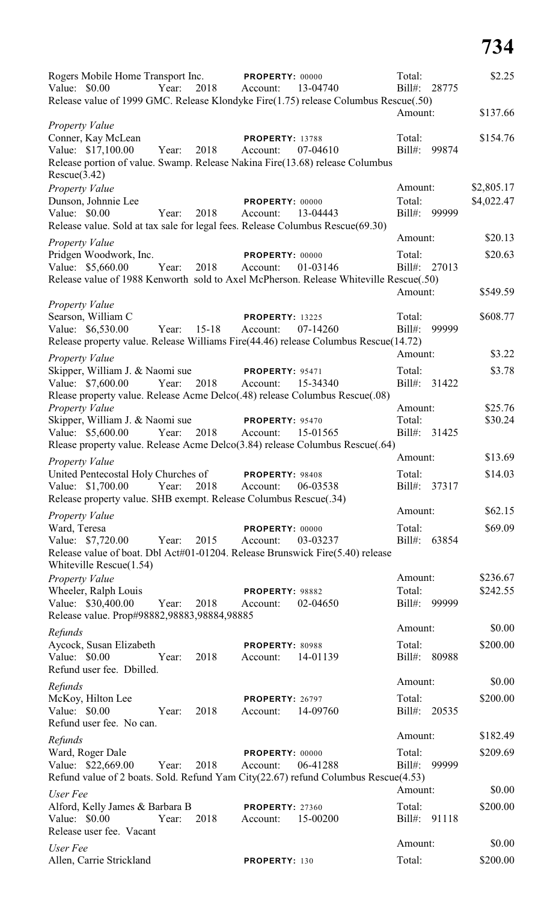Rogers Mobile Home Transport Inc. **PROPERTY:** 00000 Total: $2.25
Value: $0.00 Year: 2018 Account: 13-04740 Bill#: 28775
Release value of 1999 GMC. Release Klondyke Fire(1.75) release Columbus Rescue(.50)

Amount: $137.66

*Property Value*
Conner, Kay McLean **PROPERTY:** 13788 Total: $154.76
Value: $17,100.00 Year: 2018 Account: 07-04610 Bill#: 99874
Release portion of value. Swamp. Release Nakina Fire(13.68) release Columbus Rescue(3.42)

Amount: $2,805.17

*Property Value*
Dunson, Johnnie Lee **PROPERTY:** 00000 Total: $4,022.47
Value: $0.00 Year: 2018 Account: 13-04443 Bill#: 99999
Release value. Sold at tax sale for legal fees. Release Columbus Rescue(69.30)

Amount: $20.13

*Property Value*
Pridgen Woodwork, Inc. **PROPERTY:** 00000 Total: $20.63
Value: $5,660.00 Year: 2018 Account: 01-03146 Bill#: 27013
Release value of 1988 Kenworth sold to Axel McPherson. Release Whiteville Rescue(.50)

Amount: $549.59

*Property Value*
Searson, William C **PROPERTY:** 13225 Total: $608.77
Value: $6,530.00 Year: 15-18 Account: 07-14260 Bill#: 99999
Release property value. Release Williams Fire(44.46) release Columbus Rescue(14.72)

Amount: $3.22

*Property Value*
Skipper, William J. & Naomi sue **PROPERTY:** 95471 Total: $3.78
Value: $7,600.00 Year: 2018 Account: 15-34340 Bill#: 31422
Rlease property value. Release Acme Delco(.48) release Columbus Rescue(.08)

Amount: $25.76

*Property Value*
Skipper, William J. & Naomi sue **PROPERTY:** 95470 Total: $30.24
Value: $5,600.00 Year: 2018 Account: 15-01565 Bill#: 31425
Rlease property value. Release Acme Delco(3.84) release Columbus Rescue(.64)

Amount: $13.69

*Property Value*
United Pentecostal Holy Churches of **PROPERTY:** 98408 Total: $14.03
Value: $1,700.00 Year: 2018 Account: 06-03538 Bill#: 37317
Release property value. SHB exempt. Release Columbus Rescue(.34)

Amount: $62.15

*Property Value*
Ward, Teresa **PROPERTY:** 00000 Total: $69.09
Value: $7,720.00 Year: 2015 Account: 03-03237 Bill#: 63854
Release value of boat. Dbl Act#01-01204. Release Brunswick Fire(5.40) release Whiteville Rescue(1.54)

Amount: $236.67

*Property Value*
Wheeler, Ralph Louis **PROPERTY:** 98882 Total: $242.55
Value: $30,400.00 Year: 2018 Account: 02-04650 Bill#: 99999
Release value. Prop#98882,98883,98884,98885

Amount: $0.00

*Refunds*
Aycock, Susan Elizabeth **PROPERTY:** 80988 Total: $200.00
Value: $0.00 Year: 2018 Account: 14-01139 Bill#: 80988
Refund user fee. Dbilled.

Amount: $0.00

*Refunds*
McKoy, Hilton Lee **PROPERTY:** 26797 Total: $200.00
Value: $0.00 Year: 2018 Account: 14-09760 Bill#: 20535
Refund user fee. No can.

Amount: $182.49

*Refunds*
Ward, Roger Dale **PROPERTY:** 00000 Total: $209.69
Value: $22,669.00 Year: 2018 Account: 06-41288 Bill#: 99999
Refund value of 2 boats. Sold. Refund Yam City(22.67) refund Columbus Rescue(4.53)

Amount: $0.00

*User Fee*
Alford, Kelly James & Barbara B **PROPERTY:** 27360 Total: $200.00
Value: $0.00 Year: 2018 Account: 15-00200 Bill#: 91118
Release user fee. Vacant

Amount: $0.00

*User Fee*
Allen, Carrie Strickland **PROPERTY:** 130 Total: $200.00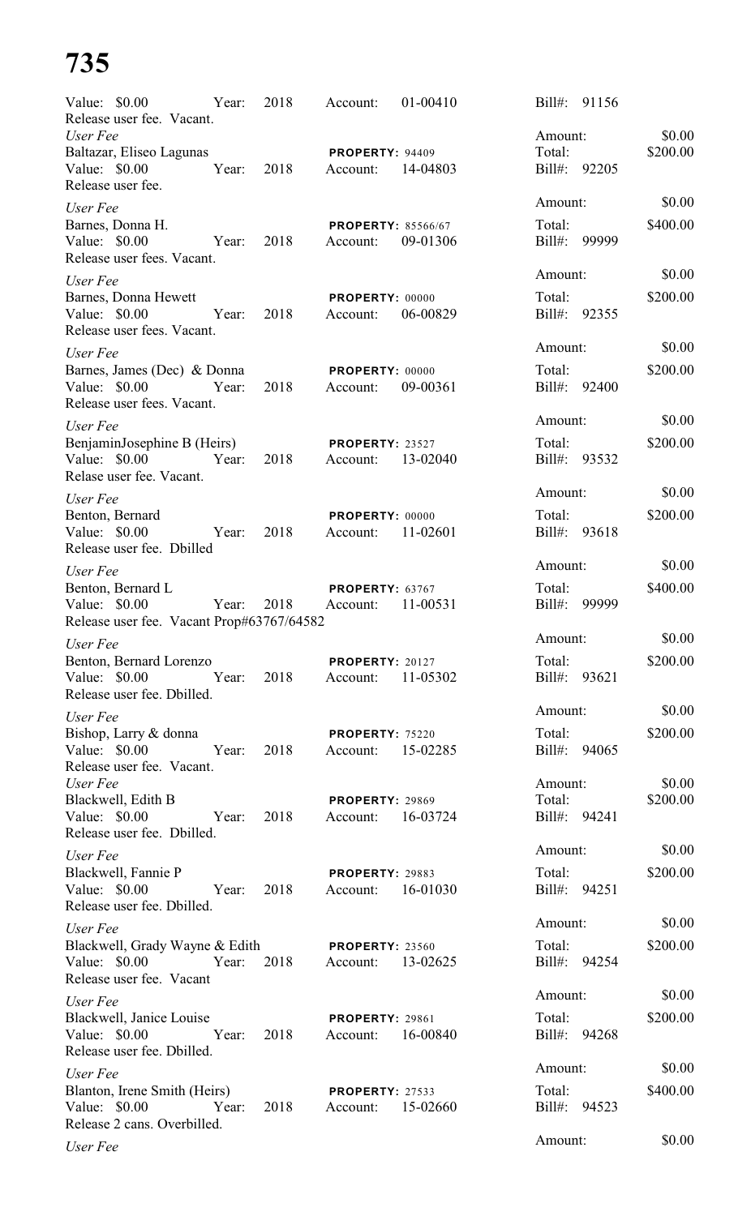# 735

Value: $0.00 Year: 2018 Account: 01-00410 Bill#: 91156
Release user fee. Vacant.
Amount: $0.00

*User Fee*
Baltazar, Eliseo Lagunas **PROPERTY:** 94409 Total: $200.00
Value: $0.00 Year: 2018 Account: 14-04803 Bill#: 92205
Release user fee.
Amount: $0.00

*User Fee*
Barnes, Donna H. **PROPERTY:** 85566/67 Total: $400.00
Value: $0.00 Year: 2018 Account: 09-01306 Bill#: 99999
Release user fees. Vacant.
Amount: $0.00

*User Fee*
Barnes, Donna Hewett **PROPERTY:** 00000 Total: $200.00
Value: $0.00 Year: 2018 Account: 06-00829 Bill#: 92355
Release user fees. Vacant.
Amount: $0.00

*User Fee*
Barnes, James (Dec) & Donna **PROPERTY:** 00000 Total: $200.00
Value: $0.00 Year: 2018 Account: 09-00361 Bill#: 92400
Release user fees. Vacant.
Amount: $0.00

*User Fee*
BenjaminJosephine B (Heirs) **PROPERTY:** 23527 Total: $200.00
Value: $0.00 Year: 2018 Account: 13-02040 Bill#: 93532
Relase user fee. Vacant.
Amount: $0.00

*User Fee*
Benton, Bernard **PROPERTY:** 00000 Total: $200.00
Value: $0.00 Year: 2018 Account: 11-02601 Bill#: 93618
Release user fee. Dbilled
Amount: $0.00

*User Fee*
Benton, Bernard L **PROPERTY:** 63767 Total: $400.00
Value: $0.00 Year: 2018 Account: 11-00531 Bill#: 99999
Release user fee. Vacant Prop#63767/64582
Amount: $0.00

*User Fee*
Benton, Bernard Lorenzo **PROPERTY:** 20127 Total: $200.00
Value: $0.00 Year: 2018 Account: 11-05302 Bill#: 93621
Release user fee. Dbilled.
Amount: $0.00

*User Fee*
Bishop, Larry & donna **PROPERTY:** 75220 Total: $200.00
Value: $0.00 Year: 2018 Account: 15-02285 Bill#: 94065
Release user fee. Vacant.
Amount: $0.00

*User Fee*
Blackwell, Edith B **PROPERTY:** 29869 Total: $200.00
Value: $0.00 Year: 2018 Account: 16-03724 Bill#: 94241
Release user fee. Dbilled.
Amount: $0.00

*User Fee*
Blackwell, Fannie P **PROPERTY:** 29883 Total: $200.00
Value: $0.00 Year: 2018 Account: 16-01030 Bill#: 94251
Release user fee. Dbilled.
Amount: $0.00

*User Fee*
Blackwell, Grady Wayne & Edith **PROPERTY:** 23560 Total: $200.00
Value: $0.00 Year: 2018 Account: 13-02625 Bill#: 94254
Release user fee. Vacant
Amount: $0.00

*User Fee*
Blackwell, Janice Louise **PROPERTY:** 29861 Total: $200.00
Value: $0.00 Year: 2018 Account: 16-00840 Bill#: 94268
Release user fee. Dbilled.
Amount: $0.00

*User Fee*
Blanton, Irene Smith (Heirs) **PROPERTY:** 27533 Total: $400.00
Value: $0.00 Year: 2018 Account: 15-02660 Bill#: 94523
Release 2 cans. Overbilled.
Amount: $0.00

*User Fee*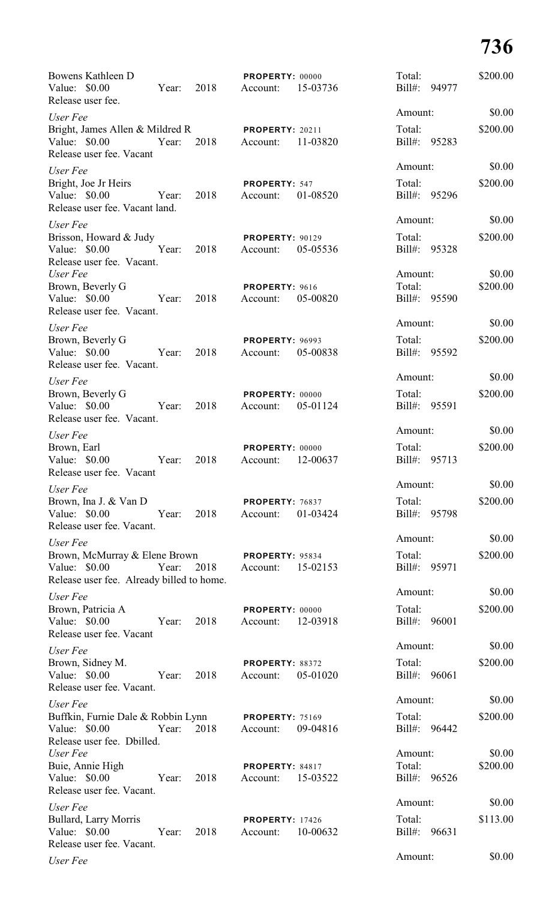Bowens Kathleen D | **PROPERTY:** 00000 | Total: $200.00
Value: $0.00 Year: 2018 Account: 15-03736 Bill#: 94977
Release user fee.

*User Fee* Amount: $0.00

Bright, James Allen & Mildred R | **PROPERTY:** 20211 | Total: $200.00
Value: $0.00 Year: 2018 Account: 11-03820 Bill#: 95283
Release user fee. Vacant

*User Fee* Amount: $0.00

Bright, Joe Jr Heirs | **PROPERTY:** 547 | Total: $200.00
Value: $0.00 Year: 2018 Account: 01-08520 Bill#: 95296
Release user fee. Vacant land.

*User Fee* Amount: $0.00

Brisson, Howard & Judy | **PROPERTY:** 90129 | Total: $200.00
Value: $0.00 Year: 2018 Account: 05-05536 Bill#: 95328
Release user fee. Vacant.

*User Fee* Amount: $0.00

Brown, Beverly G | **PROPERTY:** 9616 | Total: $200.00
Value: $0.00 Year: 2018 Account: 05-00820 Bill#: 95590
Release user fee. Vacant.

*User Fee* Amount: $0.00

Brown, Beverly G | **PROPERTY:** 96993 | Total: $200.00
Value: $0.00 Year: 2018 Account: 05-00838 Bill#: 95592
Release user fee. Vacant.

*User Fee* Amount: $0.00

Brown, Beverly G | **PROPERTY:** 00000 | Total: $200.00
Value: $0.00 Year: 2018 Account: 05-01124 Bill#: 95591
Release user fee. Vacant.

*User Fee* Amount: $0.00

Brown, Earl | **PROPERTY:** 00000 | Total: $200.00
Value: $0.00 Year: 2018 Account: 12-00637 Bill#: 95713
Release user fee. Vacant

*User Fee* Amount: $0.00

Brown, Ina J. & Van D | **PROPERTY:** 76837 | Total: $200.00
Value: $0.00 Year: 2018 Account: 01-03424 Bill#: 95798
Release user fee. Vacant.

*User Fee* Amount: $0.00

Brown, McMurray & Elene Brown | **PROPERTY:** 95834 | Total: $200.00
Value: $0.00 Year: 2018 Account: 15-02153 Bill#: 95971
Release user fee. Already billed to home.

*User Fee* Amount: $0.00

Brown, Patricia A | **PROPERTY:** 00000 | Total: $200.00
Value: $0.00 Year: 2018 Account: 12-03918 Bill#: 96001
Release user fee. Vacant

*User Fee* Amount: $0.00

Brown, Sidney M. | **PROPERTY:** 88372 | Total: $200.00
Value: $0.00 Year: 2018 Account: 05-01020 Bill#: 96061
Release user fee. Vacant.

*User Fee* Amount: $0.00

Buffkin, Furnie Dale & Robbin Lynn | **PROPERTY:** 75169 | Total: $200.00
Value: $0.00 Year: 2018 Account: 09-04816 Bill#: 96442
Release user fee. Dbilled.

*User Fee* Amount: $0.00

Buie, Annie High | **PROPERTY:** 84817 | Total: $200.00
Value: $0.00 Year: 2018 Account: 15-03522 Bill#: 96526
Release user fee. Vacant.

*User Fee* Amount: $0.00

Bullard, Larry Morris | **PROPERTY:** 17426 | Total: $113.00
Value: $0.00 Year: 2018 Account: 10-00632 Bill#: 96631
Release user fee. Vacant.

*User Fee* Amount: $0.00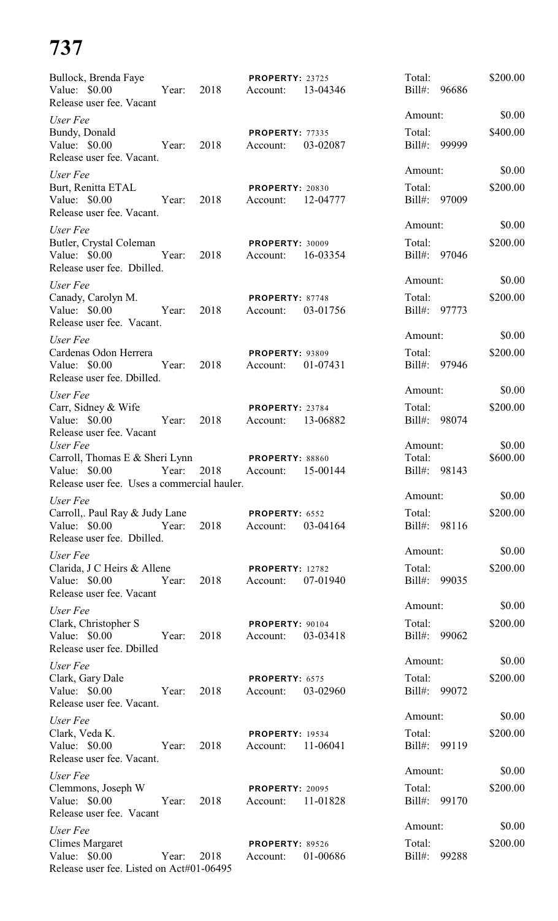Bullock, Brenda Faye | Value: $0.00 | Year: 2018 | **PROPERTY:** 23725 | Account: 13-04346 | Total: $200.00 | Bill#: 96686
Release user fee. Vacant

*User Fee* | Amount: $0.00

Bundy, Donald | Value: $0.00 | Year: 2018 | **PROPERTY:** 77335 | Account: 03-02087 | Total: $400.00 | Bill#: 99999
Release user fee. Vacant.

*User Fee* | Amount: $0.00

Burt, Renitta ETAL | Value: $0.00 | Year: 2018 | **PROPERTY:** 20830 | Account: 12-04777 | Total: $200.00 | Bill#: 97009
Release user fee. Vacant.

*User Fee* | Amount: $0.00

Butler, Crystal Coleman | Value: $0.00 | Year: 2018 | **PROPERTY:** 30009 | Account: 16-03354 | Total: $200.00 | Bill#: 97046
Release user fee. Dbilled.

*User Fee* | Amount: $0.00

Canady, Carolyn M. | Value: $0.00 | Year: 2018 | **PROPERTY:** 87748 | Account: 03-01756 | Total: $200.00 | Bill#: 97773
Release user fee. Vacant.

*User Fee* | Amount: $0.00

Cardenas Odon Herrera | Value: $0.00 | Year: 2018 | **PROPERTY:** 93809 | Account: 01-07431 | Total: $200.00 | Bill#: 97946
Release user fee. Dbilled.

*User Fee* | Amount: $0.00

Carr, Sidney & Wife | Value: $0.00 | Year: 2018 | **PROPERTY:** 23784 | Account: 13-06882 | Total: $200.00 | Bill#: 98074
Release user fee. Vacant

*User Fee* | Amount: $0.00

Carroll, Thomas E & Sheri Lynn | Value: $0.00 | Year: 2018 | **PROPERTY:** 88860 | Account: 15-00144 | Total: $600.00 | Bill#: 98143
Release user fee. Uses a commercial hauler.

*User Fee* | Amount: $0.00

Carroll,. Paul Ray & Judy Lane | Value: $0.00 | Year: 2018 | **PROPERTY:** 6552 | Account: 03-04164 | Total: $200.00 | Bill#: 98116
Release user fee. Dbilled.

*User Fee* | Amount: $0.00

Clarida, J C Heirs & Allene | Value: $0.00 | Year: 2018 | **PROPERTY:** 12782 | Account: 07-01940 | Total: $200.00 | Bill#: 99035
Release user fee. Vacant

*User Fee* | Amount: $0.00

Clark, Christopher S | Value: $0.00 | Year: 2018 | **PROPERTY:** 90104 | Account: 03-03418 | Total: $200.00 | Bill#: 99062
Release user fee. Dbilled

*User Fee* | Amount: $0.00

Clark, Gary Dale | Value: $0.00 | Year: 2018 | **PROPERTY:** 6575 | Account: 03-02960 | Total: $200.00 | Bill#: 99072
Release user fee. Vacant.

*User Fee* | Amount: $0.00

Clark, Veda K. | Value: $0.00 | Year: 2018 | **PROPERTY:** 19534 | Account: 11-06041 | Total: $200.00 | Bill#: 99119
Release user fee. Vacant.

*User Fee* | Amount: $0.00

Clemmons, Joseph W | Value: $0.00 | Year: 2018 | **PROPERTY:** 20095 | Account: 11-01828 | Total: $200.00 | Bill#: 99170
Release user fee. Vacant

*User Fee* | Amount: $0.00

Climes Margaret | Value: $0.00 | Year: 2018 | **PROPERTY:** 89526 | Account: 01-00686 | Total: $200.00 | Bill#: 99288
Release user fee. Listed on Act#01-06495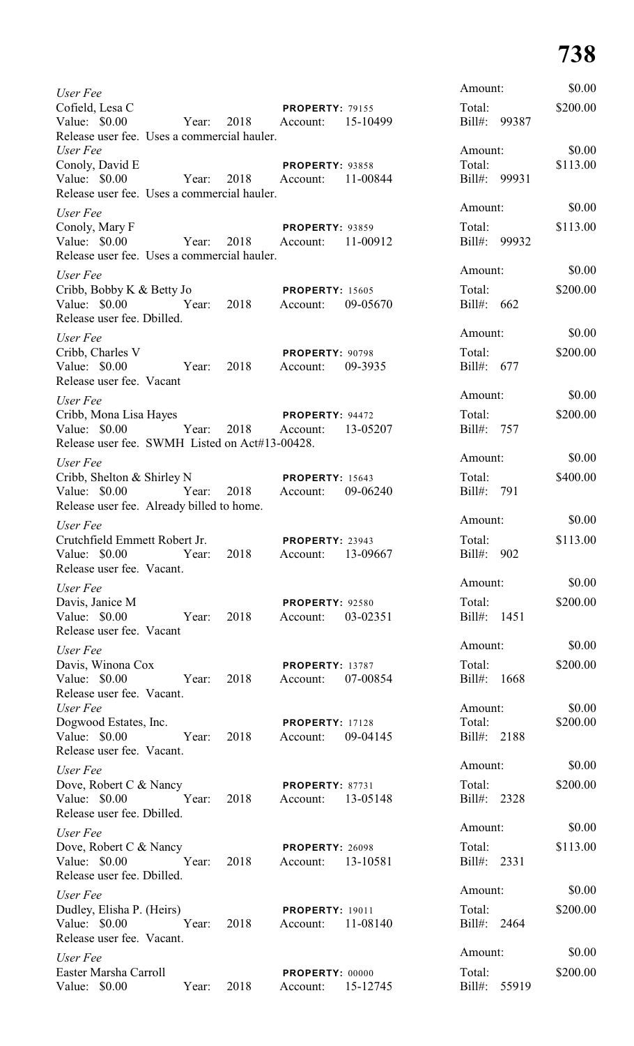*User Fee*
Cofield, Lesa C　　**PROPERTY:** 79155
Value: $0.00　Year: 2018　Account: 15-10499
Release user fee. Uses a commercial hauler.
Amount: $0.00
Total: $200.00
Bill#: 99387

*User Fee*
Conoly, David E　　**PROPERTY:** 93858
Value: $0.00　Year: 2018　Account: 11-00844
Release user fee. Uses a commercial hauler.
Amount: $0.00
Total: $113.00
Bill#: 99931

*User Fee*
Conoly, Mary F　　**PROPERTY:** 93859
Value: $0.00　Year: 2018　Account: 11-00912
Release user fee. Uses a commercial hauler.
Amount: $0.00
Total: $113.00
Bill#: 99932

*User Fee*
Cribb, Bobby K & Betty Jo　　**PROPERTY:** 15605
Value: $0.00　Year: 2018　Account: 09-05670
Release user fee. Dbilled.
Amount: $0.00
Total: $200.00
Bill#: 662

*User Fee*
Cribb, Charles V　　**PROPERTY:** 90798
Value: $0.00　Year: 2018　Account: 09-3935
Release user fee. Vacant
Amount: $0.00
Total: $200.00
Bill#: 677

*User Fee*
Cribb, Mona Lisa Hayes　　**PROPERTY:** 94472
Value: $0.00　Year: 2018　Account: 13-05207
Release user fee. SWMH Listed on Act#13-00428.
Amount: $0.00
Total: $200.00
Bill#: 757

*User Fee*
Cribb, Shelton & Shirley N　　**PROPERTY:** 15643
Value: $0.00　Year: 2018　Account: 09-06240
Release user fee. Already billed to home.
Amount: $0.00
Total: $400.00
Bill#: 791

*User Fee*
Crutchfield Emmett Robert Jr.　　**PROPERTY:** 23943
Value: $0.00　Year: 2018　Account: 13-09667
Release user fee. Vacant.
Amount: $0.00
Total: $113.00
Bill#: 902

*User Fee*
Davis, Janice M　　**PROPERTY:** 92580
Value: $0.00　Year: 2018　Account: 03-02351
Release user fee. Vacant
Amount: $0.00
Total: $200.00
Bill#: 1451

*User Fee*
Davis, Winona Cox　　**PROPERTY:** 13787
Value: $0.00　Year: 2018　Account: 07-00854
Release user fee. Vacant.
Amount: $0.00
Total: $200.00
Bill#: 1668

*User Fee*
Dogwood Estates, Inc.　　**PROPERTY:** 17128
Value: $0.00　Year: 2018　Account: 09-04145
Release user fee. Vacant.
Amount: $0.00
Total: $200.00
Bill#: 2188

*User Fee*
Dove, Robert C & Nancy　　**PROPERTY:** 87731
Value: $0.00　Year: 2018　Account: 13-05148
Release user fee. Dbilled.
Amount: $0.00
Total: $200.00
Bill#: 2328

*User Fee*
Dove, Robert C & Nancy　　**PROPERTY:** 26098
Value: $0.00　Year: 2018　Account: 13-10581
Release user fee. Dbilled.
Amount: $0.00
Total: $113.00
Bill#: 2331

*User Fee*
Dudley, Elisha P. (Heirs)　　**PROPERTY:** 19011
Value: $0.00　Year: 2018　Account: 11-08140
Release user fee. Vacant.
Amount: $0.00
Total: $200.00
Bill#: 2464

*User Fee*
Easter Marsha Carroll　　**PROPERTY:** 00000
Value: $0.00　Year: 2018　Account: 15-12745
Amount: $0.00
Total: $200.00
Bill#: 55919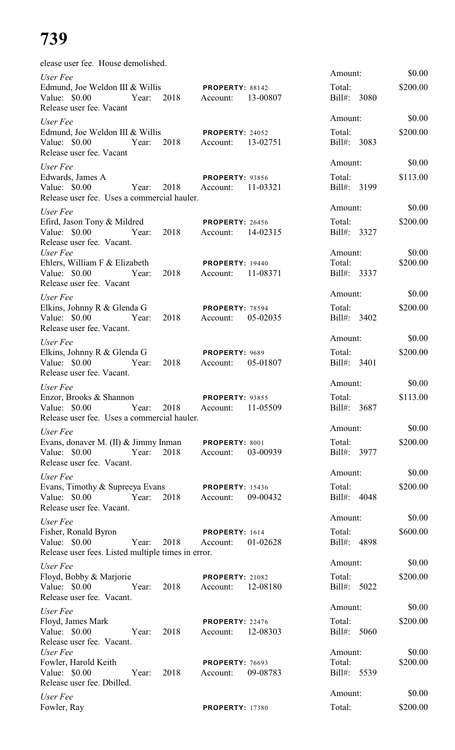elease user fee. House demolished.

*User Fee*
Edmund, Joe Weldon III & Willis **PROPERTY:** 88142
Value: $0.00 Year: 2018 Account: 13-00807
Release user fee. Vacant

Amount: $0.00
Total: $200.00
Bill#: 3080

*User Fee*
Edmund, Joe Weldon III & Willis **PROPERTY:** 24052
Value: $0.00 Year: 2018 Account: 13-02751
Release user fee. Vacant

Amount: $0.00
Total: $200.00
Bill#: 3083

*User Fee*
Edwards, James A **PROPERTY:** 93856
Value: $0.00 Year: 2018 Account: 11-03321
Release user fee. Uses a commercial hauler.

Amount: $0.00
Total: $113.00
Bill#: 3199

*User Fee*
Efird, Jason Tony & Mildred **PROPERTY:** 26456
Value: $0.00 Year: 2018 Account: 14-02315
Release user fee. Vacant.

Amount: $0.00
Total: $200.00
Bill#: 3327

*User Fee*
Ehlers, William F & Elizabeth **PROPERTY:** 19440
Value: $0.00 Year: 2018 Account: 11-08371
Release user fee. Vacant

Amount: $0.00
Total: $200.00
Bill#: 3337

*User Fee*
Elkins, Johnny R & Glenda G **PROPERTY:** 78594
Value: $0.00 Year: 2018 Account: 05-02035
Release user fee. Vacant.

Amount: $0.00
Total: $200.00
Bill#: 3402

*User Fee*
Elkins, Johnny R & Glenda G **PROPERTY:** 9689
Value: $0.00 Year: 2018 Account: 05-01807
Release user fee. Vacant.

Amount: $0.00
Total: $200.00
Bill#: 3401

*User Fee*
Enzor, Brooks & Shannon **PROPERTY:** 93855
Value: $0.00 Year: 2018 Account: 11-05509
Release user fee. Uses a commercial hauler.

Amount: $0.00
Total: $113.00
Bill#: 3687

*User Fee*
Evans, donaver M. (II) & Jimmy Inman **PROPERTY:** 8001
Value: $0.00 Year: 2018 Account: 03-00939
Release user fee. Vacant.

Amount: $0.00
Total: $200.00
Bill#: 3977

*User Fee*
Evans, Timothy & Supreeya Evans **PROPERTY:** 15436
Value: $0.00 Year: 2018 Account: 09-00432
Release user fee. Vacant.

Amount: $0.00
Total: $200.00
Bill#: 4048

*User Fee*
Fisher, Ronald Byron **PROPERTY:** 1614
Value: $0.00 Year: 2018 Account: 01-02628
Release user fees. Listed multiple times in error.

Amount: $0.00
Total: $600.00
Bill#: 4898

*User Fee*
Floyd, Bobby & Marjorie **PROPERTY:** 21082
Value: $0.00 Year: 2018 Account: 12-08180
Release user fee. Vacant.

Amount: $0.00
Total: $200.00
Bill#: 5022

*User Fee*
Floyd, James Mark **PROPERTY:** 22476
Value: $0.00 Year: 2018 Account: 12-08303
Release user fee. Vacant.

Amount: $0.00
Total: $200.00
Bill#: 5060

*User Fee*
Fowler, Harold Keith **PROPERTY:** 76693
Value: $0.00 Year: 2018 Account: 09-08783
Release user fee. Dbilled.

Amount: $0.00
Total: $200.00
Bill#: 5539

*User Fee*
Fowler, Ray **PROPERTY:** 17380

Amount: $0.00
Total: $200.00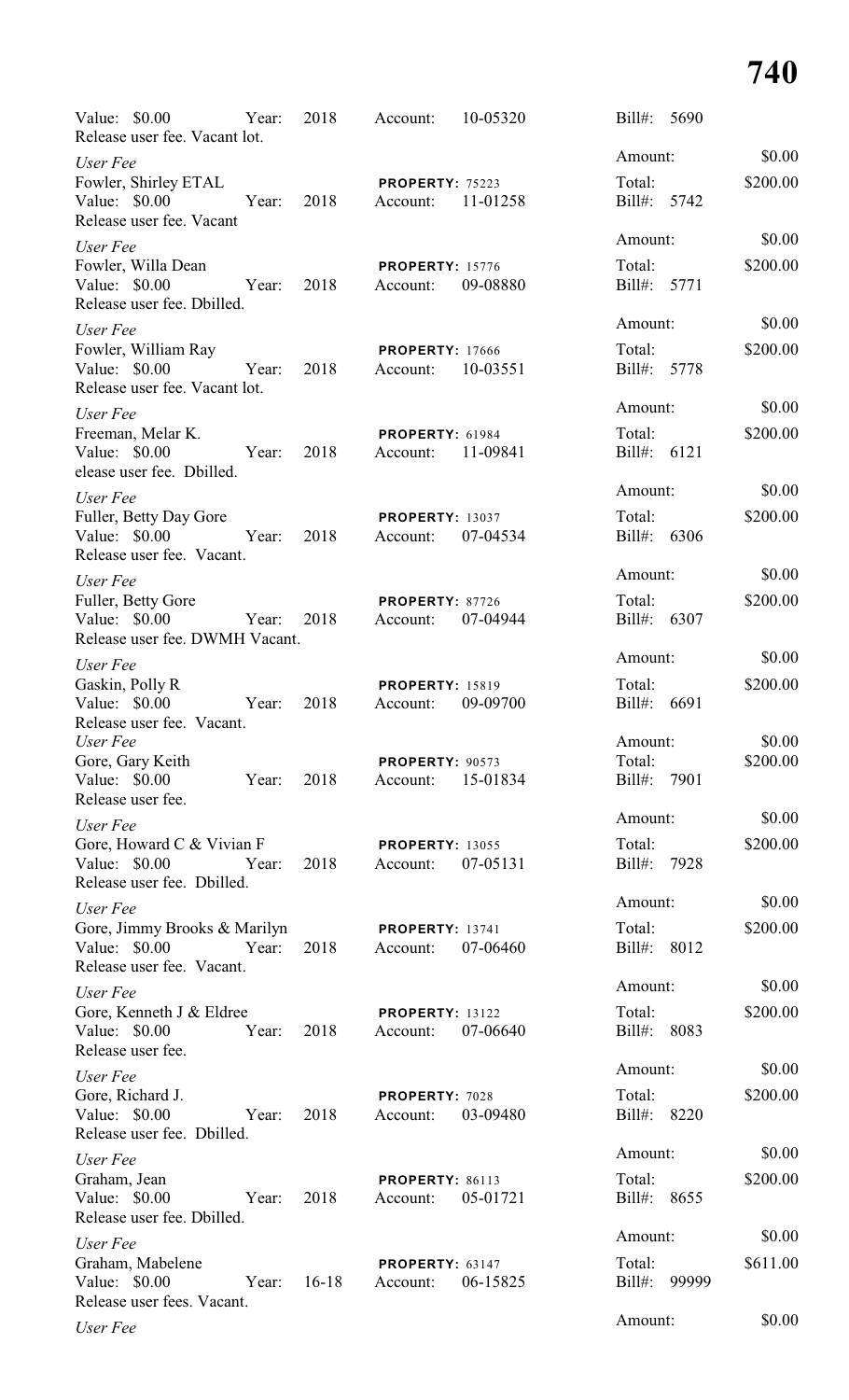Value: $0.00 Year: 2018 Account: 10-05320 Bill#: 5690
Release user fee. Vacant lot.

Amount: $0.00

*User Fee*
Fowler, Shirley ETAL **PROPERTY:** 75223 Total: $200.00
Value: $0.00 Year: 2018 Account: 11-01258 Bill#: 5742
Release user fee. Vacant

Amount: $0.00

*User Fee*
Fowler, Willa Dean **PROPERTY:** 15776 Total: $200.00
Value: $0.00 Year: 2018 Account: 09-08880 Bill#: 5771
Release user fee. Dbilled.

Amount: $0.00

*User Fee*
Fowler, William Ray **PROPERTY:** 17666 Total: $200.00
Value: $0.00 Year: 2018 Account: 10-03551 Bill#: 5778
Release user fee. Vacant lot.

Amount: $0.00

*User Fee*
Freeman, Melar K. **PROPERTY:** 61984 Total: $200.00
Value: $0.00 Year: 2018 Account: 11-09841 Bill#: 6121
elease user fee. Dbilled.

Amount: $0.00

*User Fee*
Fuller, Betty Day Gore **PROPERTY:** 13037 Total: $200.00
Value: $0.00 Year: 2018 Account: 07-04534 Bill#: 6306
Release user fee. Vacant.

Amount: $0.00

*User Fee*
Fuller, Betty Gore **PROPERTY:** 87726 Total: $200.00
Value: $0.00 Year: 2018 Account: 07-04944 Bill#: 6307
Release user fee. DWMH Vacant.

Amount: $0.00

*User Fee*
Gaskin, Polly R **PROPERTY:** 15819 Total: $200.00
Value: $0.00 Year: 2018 Account: 09-09700 Bill#: 6691
Release user fee. Vacant.

Amount: $0.00

*User Fee*
Gore, Gary Keith **PROPERTY:** 90573 Total: $200.00
Value: $0.00 Year: 2018 Account: 15-01834 Bill#: 7901
Release user fee.

Amount: $0.00

*User Fee*
Gore, Howard C & Vivian F **PROPERTY:** 13055 Total: $200.00
Value: $0.00 Year: 2018 Account: 07-05131 Bill#: 7928
Release user fee. Dbilled.

Amount: $0.00

*User Fee*
Gore, Jimmy Brooks & Marilyn **PROPERTY:** 13741 Total: $200.00
Value: $0.00 Year: 2018 Account: 07-06460 Bill#: 8012
Release user fee. Vacant.

Amount: $0.00

*User Fee*
Gore, Kenneth J & Eldree **PROPERTY:** 13122 Total: $200.00
Value: $0.00 Year: 2018 Account: 07-06640 Bill#: 8083
Release user fee.

Amount: $0.00

*User Fee*
Gore, Richard J. **PROPERTY:** 7028 Total: $200.00
Value: $0.00 Year: 2018 Account: 03-09480 Bill#: 8220
Release user fee. Dbilled.

Amount: $0.00

*User Fee*
Graham, Jean **PROPERTY:** 86113 Total: $200.00
Value: $0.00 Year: 2018 Account: 05-01721 Bill#: 8655
Release user fee. Dbilled.

Amount: $0.00

*User Fee*
Graham, Mabelene **PROPERTY:** 63147 Total: $611.00
Value: $0.00 Year: 16-18 Account: 06-15825 Bill#: 99999
Release user fees. Vacant.

Amount: $0.00

*User Fee*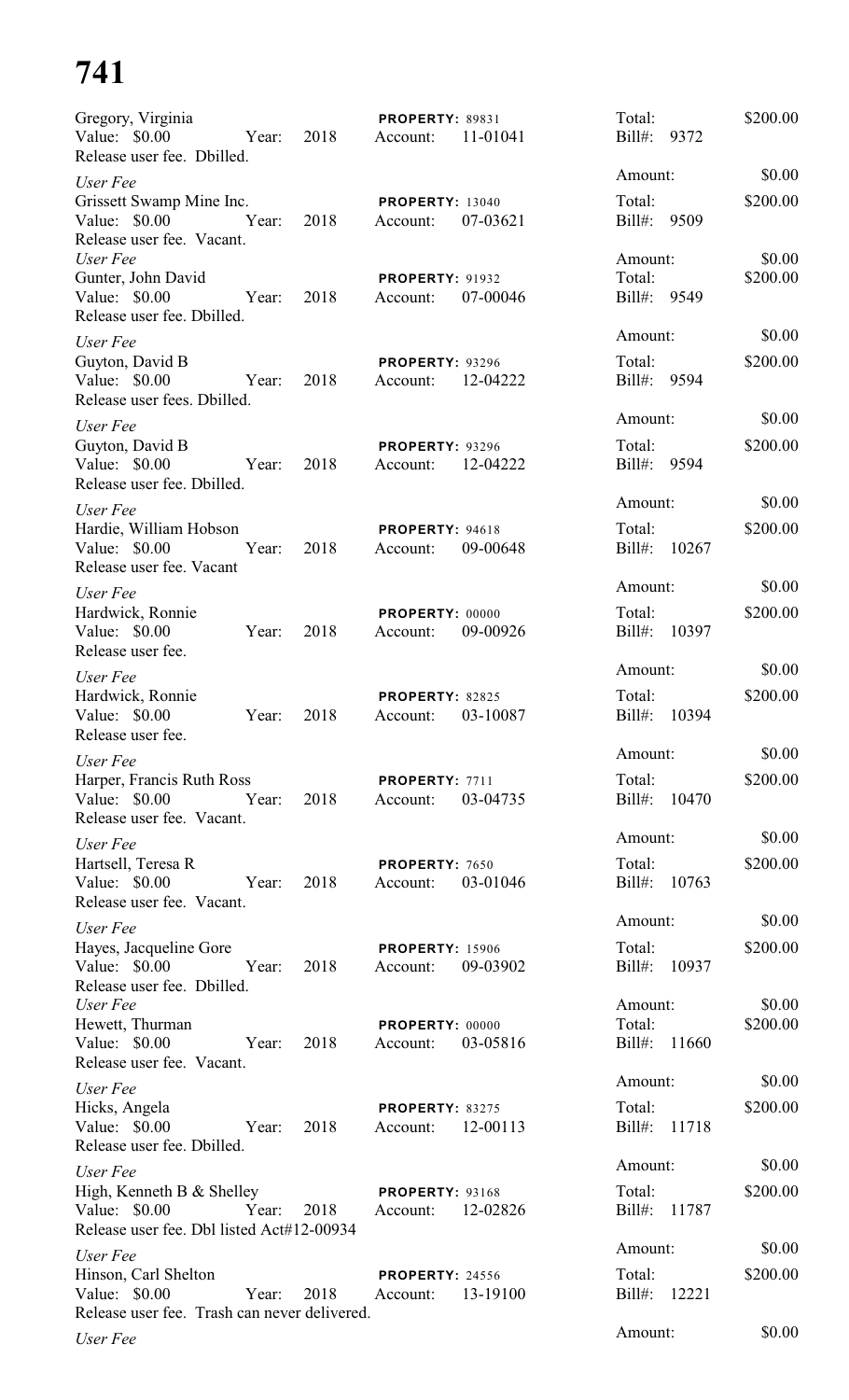# 741

Gregory, Virginia | **PROPERTY:** 89831 | Total: $200.00
Value: $0.00 Year: 2018 | Account: 11-01041 | Bill#: 9372
Release user fee. Dbilled.

*User Fee* | Amount: $0.00

Grissett Swamp Mine Inc. | **PROPERTY:** 13040 | Total: $200.00
Value: $0.00 Year: 2018 | Account: 07-03621 | Bill#: 9509
Release user fee. Vacant.

*User Fee* | Amount: $0.00

Gunter, John David | **PROPERTY:** 91932 | Total: $200.00
Value: $0.00 Year: 2018 | Account: 07-00046 | Bill#: 9549
Release user fee. Dbilled.

*User Fee* | Amount: $0.00

Guyton, David B | **PROPERTY:** 93296 | Total: $200.00
Value: $0.00 Year: 2018 | Account: 12-04222 | Bill#: 9594
Release user fees. Dbilled.

*User Fee* | Amount: $0.00

Guyton, David B | **PROPERTY:** 93296 | Total: $200.00
Value: $0.00 Year: 2018 | Account: 12-04222 | Bill#: 9594
Release user fee. Dbilled.

*User Fee* | Amount: $0.00

Hardie, William Hobson | **PROPERTY:** 94618 | Total: $200.00
Value: $0.00 Year: 2018 | Account: 09-00648 | Bill#: 10267
Release user fee. Vacant

*User Fee* | Amount: $0.00

Hardwick, Ronnie | **PROPERTY:** 00000 | Total: $200.00
Value: $0.00 Year: 2018 | Account: 09-00926 | Bill#: 10397
Release user fee.

*User Fee* | Amount: $0.00

Hardwick, Ronnie | **PROPERTY:** 82825 | Total: $200.00
Value: $0.00 Year: 2018 | Account: 03-10087 | Bill#: 10394
Release user fee.

*User Fee* | Amount: $0.00

Harper, Francis Ruth Ross | **PROPERTY:** 7711 | Total: $200.00
Value: $0.00 Year: 2018 | Account: 03-04735 | Bill#: 10470
Release user fee. Vacant.

*User Fee* | Amount: $0.00

Hartsell, Teresa R | **PROPERTY:** 7650 | Total: $200.00
Value: $0.00 Year: 2018 | Account: 03-01046 | Bill#: 10763
Release user fee. Vacant.

*User Fee* | Amount: $0.00

Hayes, Jacqueline Gore | **PROPERTY:** 15906 | Total: $200.00
Value: $0.00 Year: 2018 | Account: 09-03902 | Bill#: 10937
Release user fee. Dbilled.

*User Fee* | Amount: $0.00

Hewett, Thurman | **PROPERTY:** 00000 | Total: $200.00
Value: $0.00 Year: 2018 | Account: 03-05816 | Bill#: 11660
Release user fee. Vacant.

*User Fee* | Amount: $0.00

Hicks, Angela | **PROPERTY:** 83275 | Total: $200.00
Value: $0.00 Year: 2018 | Account: 12-00113 | Bill#: 11718
Release user fee. Dbilled.

*User Fee* | Amount: $0.00

High, Kenneth B & Shelley | **PROPERTY:** 93168 | Total: $200.00
Value: $0.00 Year: 2018 | Account: 12-02826 | Bill#: 11787
Release user fee. Dbl listed Act#12-00934

*User Fee* | Amount: $0.00

Hinson, Carl Shelton | **PROPERTY:** 24556 | Total: $200.00
Value: $0.00 Year: 2018 | Account: 13-19100 | Bill#: 12221
Release user fee. Trash can never delivered.

*User Fee* | Amount: $0.00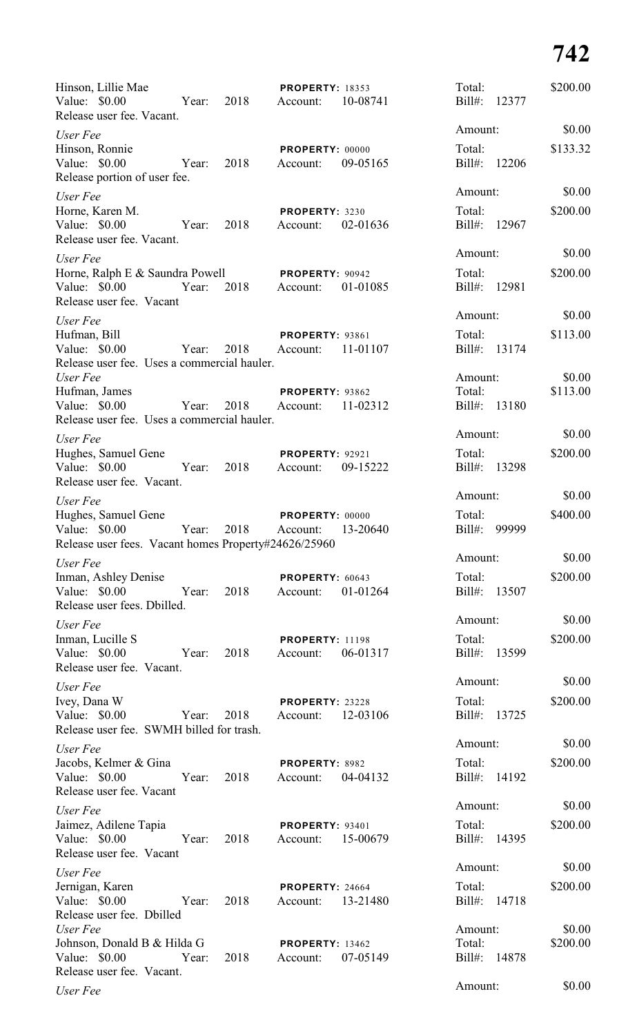Hinson, Lillie Mae | PROPERTY: 18353 | Total: $200.00
Value: $0.00 Year: 2018 Account: 10-08741 Bill#: 12377
Release user fee. Vacant.
Amount: $0.00

*User Fee*
Hinson, Ronnie | PROPERTY: 00000 | Total: $133.32
Value: $0.00 Year: 2018 Account: 09-05165 Bill#: 12206
Release portion of user fee.
Amount: $0.00

*User Fee*
Horne, Karen M. | PROPERTY: 3230 | Total: $200.00
Value: $0.00 Year: 2018 Account: 02-01636 Bill#: 12967
Release user fee. Vacant.
Amount: $0.00

*User Fee*
Horne, Ralph E & Saundra Powell | PROPERTY: 90942 | Total: $200.00
Value: $0.00 Year: 2018 Account: 01-01085 Bill#: 12981
Release user fee. Vacant
Amount: $0.00

*User Fee*
Hufman, Bill | PROPERTY: 93861 | Total: $113.00
Value: $0.00 Year: 2018 Account: 11-01107 Bill#: 13174
Release user fee. Uses a commercial hauler.
Amount: $0.00

*User Fee*
Hufman, James | PROPERTY: 93862 | Total: $113.00
Value: $0.00 Year: 2018 Account: 11-02312 Bill#: 13180
Release user fee. Uses a commercial hauler.
Amount: $0.00

*User Fee*
Hughes, Samuel Gene | PROPERTY: 92921 | Total: $200.00
Value: $0.00 Year: 2018 Account: 09-15222 Bill#: 13298
Release user fee. Vacant.
Amount: $0.00

*User Fee*
Hughes, Samuel Gene | PROPERTY: 00000 | Total: $400.00
Value: $0.00 Year: 2018 Account: 13-20640 Bill#: 99999
Release user fees. Vacant homes Property#24626/25960
Amount: $0.00

*User Fee*
Inman, Ashley Denise | PROPERTY: 60643 | Total: $200.00
Value: $0.00 Year: 2018 Account: 01-01264 Bill#: 13507
Release user fees. Dbilled.
Amount: $0.00

*User Fee*
Inman, Lucille S | PROPERTY: 11198 | Total: $200.00
Value: $0.00 Year: 2018 Account: 06-01317 Bill#: 13599
Release user fee. Vacant.
Amount: $0.00

*User Fee*
Ivey, Dana W | PROPERTY: 23228 | Total: $200.00
Value: $0.00 Year: 2018 Account: 12-03106 Bill#: 13725
Release user fee. SWMH billed for trash.
Amount: $0.00

*User Fee*
Jacobs, Kelmer & Gina | PROPERTY: 8982 | Total: $200.00
Value: $0.00 Year: 2018 Account: 04-04132 Bill#: 14192
Release user fee. Vacant
Amount: $0.00

*User Fee*
Jaimez, Adilene Tapia | PROPERTY: 93401 | Total: $200.00
Value: $0.00 Year: 2018 Account: 15-00679 Bill#: 14395
Release user fee. Vacant
Amount: $0.00

*User Fee*
Jernigan, Karen | PROPERTY: 24664 | Total: $200.00
Value: $0.00 Year: 2018 Account: 13-21480 Bill#: 14718
Release user fee. Dbilled
Amount: $0.00

*User Fee*
Johnson, Donald B & Hilda G | PROPERTY: 13462 | Total: $200.00
Value: $0.00 Year: 2018 Account: 07-05149 Bill#: 14878
Release user fee. Vacant.
Amount: $0.00

*User Fee*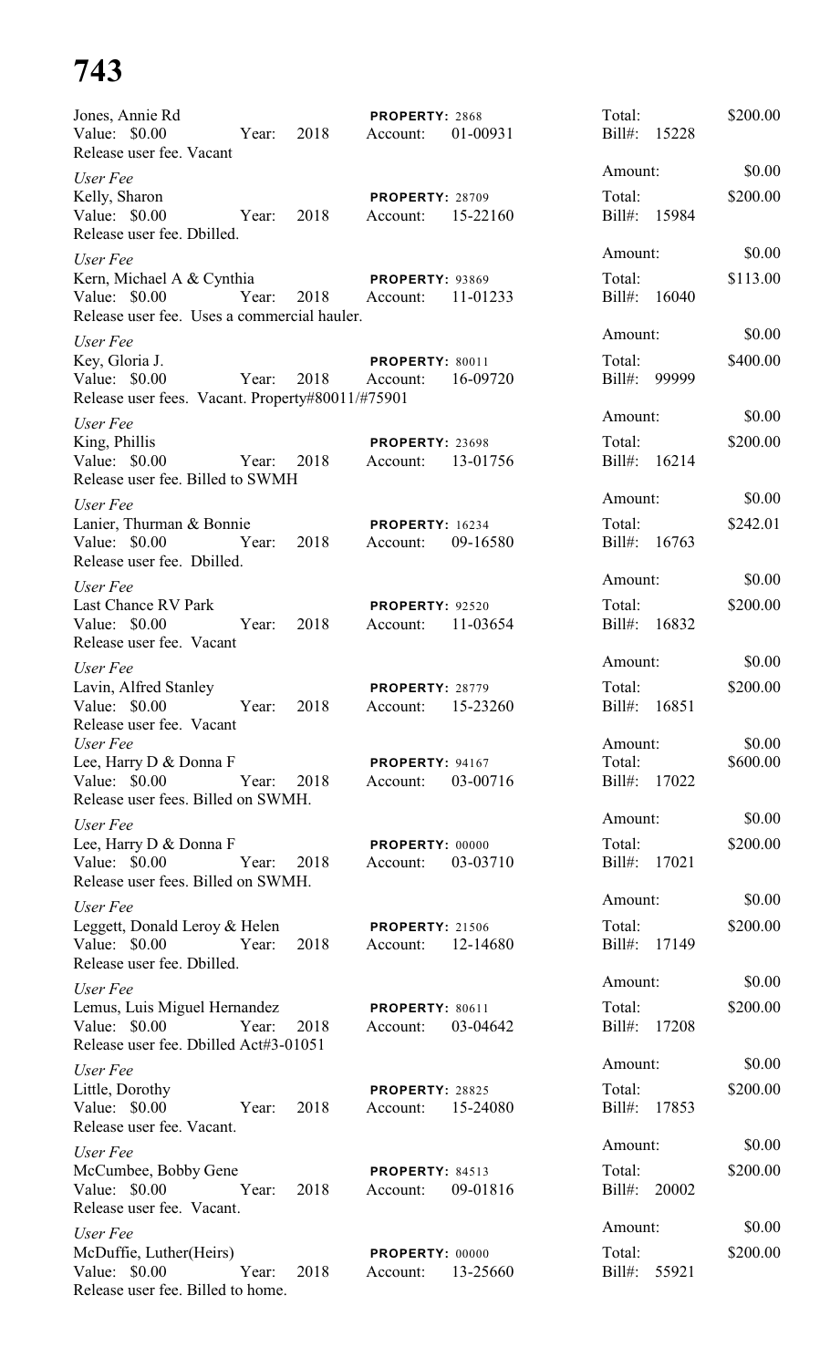Jones, Annie Rd | PROPERTY: 2868 | Total: $200.00
Value: $0.00 Year: 2018 Account: 01-00931 Bill#: 15228
Release user fee. Vacant

*User Fee* Amount: $0.00
Kelly, Sharon | PROPERTY: 28709 | Total: $200.00
Value: $0.00 Year: 2018 Account: 15-22160 Bill#: 15984
Release user fee. Dbilled.

*User Fee* Amount: $0.00
Kern, Michael A & Cynthia | PROPERTY: 93869 | Total: $113.00
Value: $0.00 Year: 2018 Account: 11-01233 Bill#: 16040
Release user fee. Uses a commercial hauler.

*User Fee* Amount: $0.00
Key, Gloria J. | PROPERTY: 80011 | Total: $400.00
Value: $0.00 Year: 2018 Account: 16-09720 Bill#: 99999
Release user fees. Vacant. Property#80011/#75901

*User Fee* Amount: $0.00
King, Phillis | PROPERTY: 23698 | Total: $200.00
Value: $0.00 Year: 2018 Account: 13-01756 Bill#: 16214
Release user fee. Billed to SWMH

*User Fee* Amount: $0.00
Lanier, Thurman & Bonnie | PROPERTY: 16234 | Total: $242.01
Value: $0.00 Year: 2018 Account: 09-16580 Bill#: 16763
Release user fee. Dbilled.

*User Fee* Amount: $0.00
Last Chance RV Park | PROPERTY: 92520 | Total: $200.00
Value: $0.00 Year: 2018 Account: 11-03654 Bill#: 16832
Release user fee. Vacant

*User Fee* Amount: $0.00
Lavin, Alfred Stanley | PROPERTY: 28779 | Total: $200.00
Value: $0.00 Year: 2018 Account: 15-23260 Bill#: 16851
Release user fee. Vacant

*User Fee* Amount: $0.00
Lee, Harry D & Donna F | PROPERTY: 94167 | Total: $600.00
Value: $0.00 Year: 2018 Account: 03-00716 Bill#: 17022
Release user fees. Billed on SWMH.

*User Fee* Amount: $0.00
Lee, Harry D & Donna F | PROPERTY: 00000 | Total: $200.00
Value: $0.00 Year: 2018 Account: 03-03710 Bill#: 17021
Release user fees. Billed on SWMH.

*User Fee* Amount: $0.00
Leggett, Donald Leroy & Helen | PROPERTY: 21506 | Total: $200.00
Value: $0.00 Year: 2018 Account: 12-14680 Bill#: 17149
Release user fee. Dbilled.

*User Fee* Amount: $0.00
Lemus, Luis Miguel Hernandez | PROPERTY: 80611 | Total: $200.00
Value: $0.00 Year: 2018 Account: 03-04642 Bill#: 17208
Release user fee. Dbilled Act#3-01051

*User Fee* Amount: $0.00
Little, Dorothy | PROPERTY: 28825 | Total: $200.00
Value: $0.00 Year: 2018 Account: 15-24080 Bill#: 17853
Release user fee. Vacant.

*User Fee* Amount: $0.00
McCumbee, Bobby Gene | PROPERTY: 84513 | Total: $200.00
Value: $0.00 Year: 2018 Account: 09-01816 Bill#: 20002
Release user fee. Vacant.

*User Fee* Amount: $0.00
McDuffie, Luther(Heirs) | PROPERTY: 00000 | Total: $200.00
Value: $0.00 Year: 2018 Account: 13-25660 Bill#: 55921
Release user fee. Billed to home.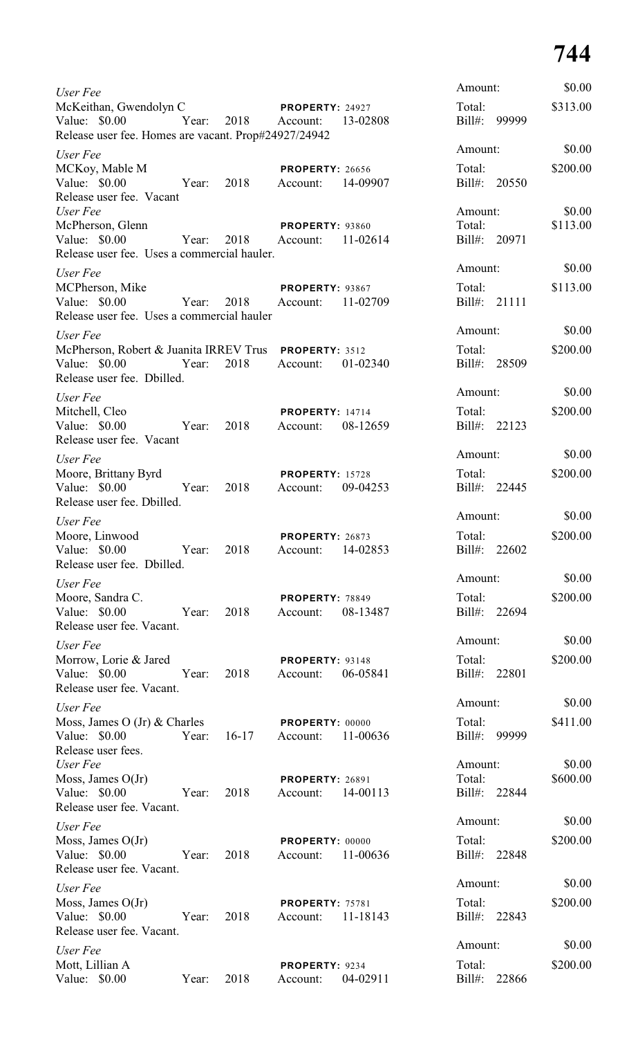*User Fee*
McKeithan, Gwendolyn C — **PROPERTY:** 24927
Value: $0.00 Year: 2018 Account: 13-02808
Release user fee. Homes are vacant. Prop#24927/24942
Amount: $0.00
Total: $313.00
Bill#: 99999

*User Fee*
MCKoy, Mable M — **PROPERTY:** 26656
Value: $0.00 Year: 2018 Account: 14-09907
Release user fee. Vacant
Amount: $0.00
Total: $200.00
Bill#: 20550

*User Fee*
McPherson, Glenn — **PROPERTY:** 93860
Value: $0.00 Year: 2018 Account: 11-02614
Release user fee. Uses a commercial hauler.
Amount: $0.00
Total: $113.00
Bill#: 20971

*User Fee*
MCPherson, Mike — **PROPERTY:** 93867
Value: $0.00 Year: 2018 Account: 11-02709
Release user fee. Uses a commercial hauler
Amount: $0.00
Total: $113.00
Bill#: 21111

*User Fee*
McPherson, Robert & Juanita IRREV Trus — **PROPERTY:** 3512
Value: $0.00 Year: 2018 Account: 01-02340
Release user fee. Dbilled.
Amount: $0.00
Total: $200.00
Bill#: 28509

*User Fee*
Mitchell, Cleo — **PROPERTY:** 14714
Value: $0.00 Year: 2018 Account: 08-12659
Release user fee. Vacant
Amount: $0.00
Total: $200.00
Bill#: 22123

*User Fee*
Moore, Brittany Byrd — **PROPERTY:** 15728
Value: $0.00 Year: 2018 Account: 09-04253
Release user fee. Dbilled.
Amount: $0.00
Total: $200.00
Bill#: 22445

*User Fee*
Moore, Linwood — **PROPERTY:** 26873
Value: $0.00 Year: 2018 Account: 14-02853
Release user fee. Dbilled.
Amount: $0.00
Total: $200.00
Bill#: 22602

*User Fee*
Moore, Sandra C. — **PROPERTY:** 78849
Value: $0.00 Year: 2018 Account: 08-13487
Release user fee. Vacant.
Amount: $0.00
Total: $200.00
Bill#: 22694

*User Fee*
Morrow, Lorie & Jared — **PROPERTY:** 93148
Value: $0.00 Year: 2018 Account: 06-05841
Release user fee. Vacant.
Amount: $0.00
Total: $200.00
Bill#: 22801

*User Fee*
Moss, James O (Jr) & Charles — **PROPERTY:** 00000
Value: $0.00 Year: 16-17 Account: 11-00636
Release user fees.
Amount: $0.00
Total: $411.00
Bill#: 99999

*User Fee*
Moss, James O(Jr) — **PROPERTY:** 26891
Value: $0.00 Year: 2018 Account: 14-00113
Release user fee. Vacant.
Amount: $0.00
Total: $600.00
Bill#: 22844

*User Fee*
Moss, James O(Jr) — **PROPERTY:** 00000
Value: $0.00 Year: 2018 Account: 11-00636
Release user fee. Vacant.
Amount: $0.00
Total: $200.00
Bill#: 22848

*User Fee*
Moss, James O(Jr) — **PROPERTY:** 75781
Value: $0.00 Year: 2018 Account: 11-18143
Release user fee. Vacant.
Amount: $0.00
Total: $200.00
Bill#: 22843

*User Fee*
Mott, Lillian A — **PROPERTY:** 9234
Value: $0.00 Year: 2018 Account: 04-02911
Amount: $0.00
Total: $200.00
Bill#: 22866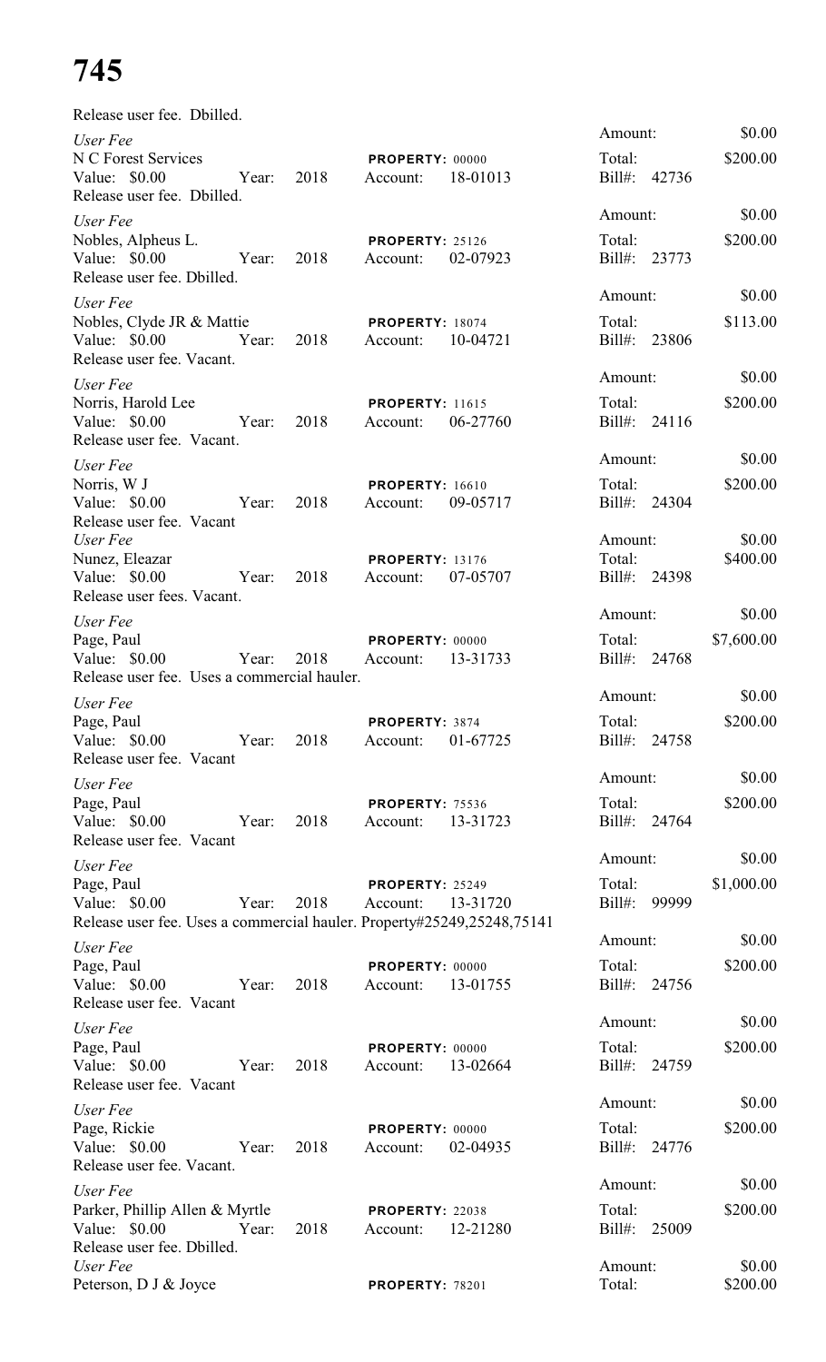Release user fee. Dbilled.

*User Fee*
N C Forest Services — **PROPERTY:** 00000
Value: $0.00 Year: 2018 Account: 18-01013
Release user fee. Dbilled.
Amount: $0.00
Total: $200.00
Bill#: 42736

*User Fee*
Nobles, Alpheus L. — **PROPERTY:** 25126
Value: $0.00 Year: 2018 Account: 02-07923
Release user fee. Dbilled.
Amount: $0.00
Total: $200.00
Bill#: 23773

*User Fee*
Nobles, Clyde JR & Mattie — **PROPERTY:** 18074
Value: $0.00 Year: 2018 Account: 10-04721
Release user fee. Vacant.
Amount: $0.00
Total: $113.00
Bill#: 23806

*User Fee*
Norris, Harold Lee — **PROPERTY:** 11615
Value: $0.00 Year: 2018 Account: 06-27760
Release user fee. Vacant.
Amount: $0.00
Total: $200.00
Bill#: 24116

*User Fee*
Norris, W J — **PROPERTY:** 16610
Value: $0.00 Year: 2018 Account: 09-05717
Release user fee. Vacant
Amount: $0.00
Total: $200.00
Bill#: 24304

*User Fee*
Nunez, Eleazar — **PROPERTY:** 13176
Value: $0.00 Year: 2018 Account: 07-05707
Release user fees. Vacant.
Amount: $0.00
Total: $400.00
Bill#: 24398

*User Fee*
Page, Paul — **PROPERTY:** 00000
Value: $0.00 Year: 2018 Account: 13-31733
Release user fee. Uses a commercial hauler.
Amount: $0.00
Total: $7,600.00
Bill#: 24768

*User Fee*
Page, Paul — **PROPERTY:** 3874
Value: $0.00 Year: 2018 Account: 01-67725
Release user fee. Vacant
Amount: $0.00
Total: $200.00
Bill#: 24758

*User Fee*
Page, Paul — **PROPERTY:** 75536
Value: $0.00 Year: 2018 Account: 13-31723
Release user fee. Vacant
Amount: $0.00
Total: $200.00
Bill#: 24764

*User Fee*
Page, Paul — **PROPERTY:** 25249
Value: $0.00 Year: 2018 Account: 13-31720
Release user fee. Uses a commercial hauler. Property#25249,25248,75141
Amount: $0.00
Total: $1,000.00
Bill#: 99999

*User Fee*
Page, Paul — **PROPERTY:** 00000
Value: $0.00 Year: 2018 Account: 13-01755
Release user fee. Vacant
Amount: $0.00
Total: $200.00
Bill#: 24756

*User Fee*
Page, Paul — **PROPERTY:** 00000
Value: $0.00 Year: 2018 Account: 13-02664
Release user fee. Vacant
Amount: $0.00
Total: $200.00
Bill#: 24759

*User Fee*
Page, Rickie — **PROPERTY:** 00000
Value: $0.00 Year: 2018 Account: 02-04935
Release user fee. Vacant.
Amount: $0.00
Total: $200.00
Bill#: 24776

*User Fee*
Parker, Phillip Allen & Myrtle — **PROPERTY:** 22038
Value: $0.00 Year: 2018 Account: 12-21280
Release user fee. Dbilled.
Amount: $0.00
Total: $200.00
Bill#: 25009

*User Fee*
Peterson, D J & Joyce — **PROPERTY:** 78201
Amount: $0.00
Total: $200.00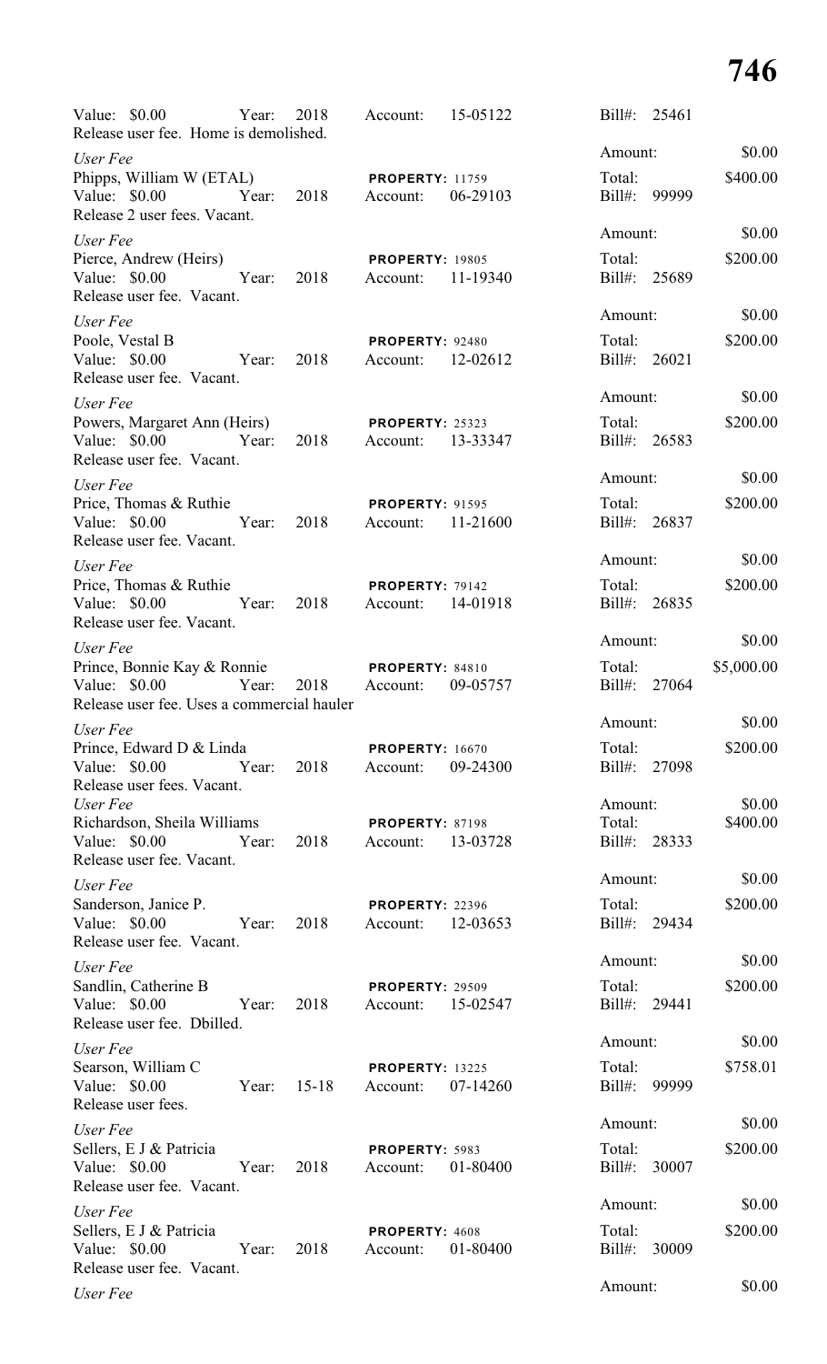Value: $0.00 Year: 2018 Account: 15-05122 Bill#: 25461
Release user fee. Home is demolished.

*User Fee* Amount: $0.00

Phipps, William W (ETAL) **PROPERTY:** 11759 Total: $400.00
Value: $0.00 Year: 2018 Account: 06-29103 Bill#: 99999
Release 2 user fees. Vacant.

*User Fee* Amount: $0.00

Pierce, Andrew (Heirs) **PROPERTY:** 19805 Total: $200.00
Value: $0.00 Year: 2018 Account: 11-19340 Bill#: 25689
Release user fee. Vacant.

*User Fee* Amount: $0.00

Poole, Vestal B **PROPERTY:** 92480 Total: $200.00
Value: $0.00 Year: 2018 Account: 12-02612 Bill#: 26021
Release user fee. Vacant.

*User Fee* Amount: $0.00

Powers, Margaret Ann (Heirs) **PROPERTY:** 25323 Total: $200.00
Value: $0.00 Year: 2018 Account: 13-33347 Bill#: 26583
Release user fee. Vacant.

*User Fee* Amount: $0.00

Price, Thomas & Ruthie **PROPERTY:** 91595 Total: $200.00
Value: $0.00 Year: 2018 Account: 11-21600 Bill#: 26837
Release user fee. Vacant.

*User Fee* Amount: $0.00

Price, Thomas & Ruthie **PROPERTY:** 79142 Total: $200.00
Value: $0.00 Year: 2018 Account: 14-01918 Bill#: 26835
Release user fee. Vacant.

*User Fee* Amount: $0.00

Prince, Bonnie Kay & Ronnie **PROPERTY:** 84810 Total: $5,000.00
Value: $0.00 Year: 2018 Account: 09-05757 Bill#: 27064
Release user fee. Uses a commercial hauler

*User Fee* Amount: $0.00

Prince, Edward D & Linda **PROPERTY:** 16670 Total: $200.00
Value: $0.00 Year: 2018 Account: 09-24300 Bill#: 27098
Release user fees. Vacant.

*User Fee* Amount: $0.00

Richardson, Sheila Williams **PROPERTY:** 87198 Total: $400.00
Value: $0.00 Year: 2018 Account: 13-03728 Bill#: 28333
Release user fee. Vacant.

*User Fee* Amount: $0.00

Sanderson, Janice P. **PROPERTY:** 22396 Total: $200.00
Value: $0.00 Year: 2018 Account: 12-03653 Bill#: 29434
Release user fee. Vacant.

*User Fee* Amount: $0.00

Sandlin, Catherine B **PROPERTY:** 29509 Total: $200.00
Value: $0.00 Year: 2018 Account: 15-02547 Bill#: 29441
Release user fee. Dbilled.

*User Fee* Amount: $0.00

Searson, William C **PROPERTY:** 13225 Total: $758.01
Value: $0.00 Year: 15-18 Account: 07-14260 Bill#: 99999
Release user fees.

*User Fee* Amount: $0.00

Sellers, E J & Patricia **PROPERTY:** 5983 Total: $200.00
Value: $0.00 Year: 2018 Account: 01-80400 Bill#: 30007
Release user fee. Vacant.

*User Fee* Amount: $0.00

Sellers, E J & Patricia **PROPERTY:** 4608 Total: $200.00
Value: $0.00 Year: 2018 Account: 01-80400 Bill#: 30009
Release user fee. Vacant.

*User Fee* Amount: $0.00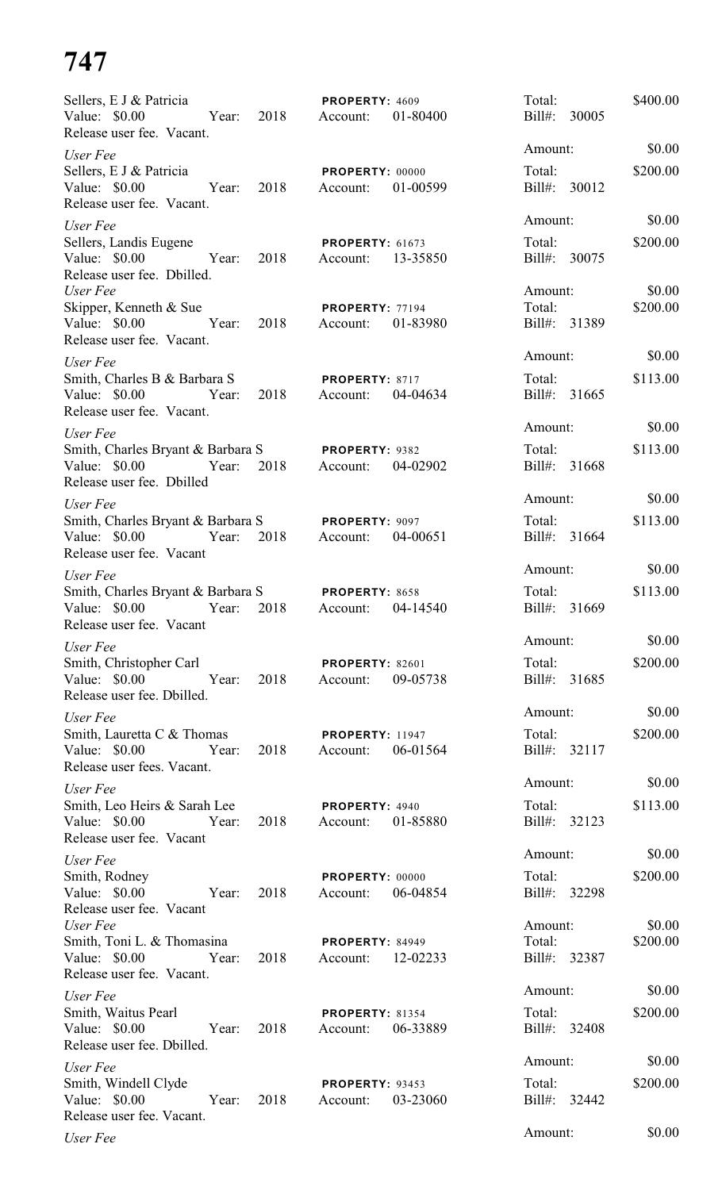Sellers, E J & Patricia
Value: $0.00 Year: 2018
Release user fee. Vacant.

PROPERTY: 4609
Account: 01-80400

Total: $400.00
Bill#: 30005

Amount: $0.00

*User Fee*
Sellers, E J & Patricia
Value: $0.00 Year: 2018
Release user fee. Vacant.

PROPERTY: 00000
Account: 01-00599

Total: $200.00
Bill#: 30012

Amount: $0.00

*User Fee*
Sellers, Landis Eugene
Value: $0.00 Year: 2018
Release user fee. Dbilled.

PROPERTY: 61673
Account: 13-35850

Total: $200.00
Bill#: 30075

Amount: $0.00

*User Fee*
Skipper, Kenneth & Sue
Value: $0.00 Year: 2018
Release user fee. Vacant.

PROPERTY: 77194
Account: 01-83980

Total: $200.00
Bill#: 31389

Amount: $0.00

*User Fee*
Smith, Charles B & Barbara S
Value: $0.00 Year: 2018
Release user fee. Vacant.

PROPERTY: 8717
Account: 04-04634

Total: $113.00
Bill#: 31665

Amount: $0.00

*User Fee*
Smith, Charles Bryant & Barbara S
Value: $0.00 Year: 2018
Release user fee. Dbilled

PROPERTY: 9382
Account: 04-02902

Total: $113.00
Bill#: 31668

Amount: $0.00

*User Fee*
Smith, Charles Bryant & Barbara S
Value: $0.00 Year: 2018
Release user fee. Vacant

PROPERTY: 9097
Account: 04-00651

Total: $113.00
Bill#: 31664

Amount: $0.00

*User Fee*
Smith, Charles Bryant & Barbara S
Value: $0.00 Year: 2018
Release user fee. Vacant

PROPERTY: 8658
Account: 04-14540

Total: $113.00
Bill#: 31669

Amount: $0.00

*User Fee*
Smith, Christopher Carl
Value: $0.00 Year: 2018
Release user fee. Dbilled.

PROPERTY: 82601
Account: 09-05738

Total: $200.00
Bill#: 31685

Amount: $0.00

*User Fee*
Smith, Lauretta C & Thomas
Value: $0.00 Year: 2018
Release user fees. Vacant.

PROPERTY: 11947
Account: 06-01564

Total: $200.00
Bill#: 32117

Amount: $0.00

*User Fee*
Smith, Leo Heirs & Sarah Lee
Value: $0.00 Year: 2018
Release user fee. Vacant

PROPERTY: 4940
Account: 01-85880

Total: $113.00
Bill#: 32123

Amount: $0.00

*User Fee*
Smith, Rodney
Value: $0.00 Year: 2018
Release user fee. Vacant

PROPERTY: 00000
Account: 06-04854

Total: $200.00
Bill#: 32298

Amount: $0.00

*User Fee*
Smith, Toni L. & Thomasina
Value: $0.00 Year: 2018
Release user fee. Vacant.

PROPERTY: 84949
Account: 12-02233

Total: $200.00
Bill#: 32387

Amount: $0.00

*User Fee*
Smith, Waitus Pearl
Value: $0.00 Year: 2018
Release user fee. Dbilled.

PROPERTY: 81354
Account: 06-33889

Total: $200.00
Bill#: 32408

Amount: $0.00

*User Fee*
Smith, Windell Clyde
Value: $0.00 Year: 2018
Release user fee. Vacant.

PROPERTY: 93453
Account: 03-23060

Total: $200.00
Bill#: 32442

Amount: $0.00

*User Fee*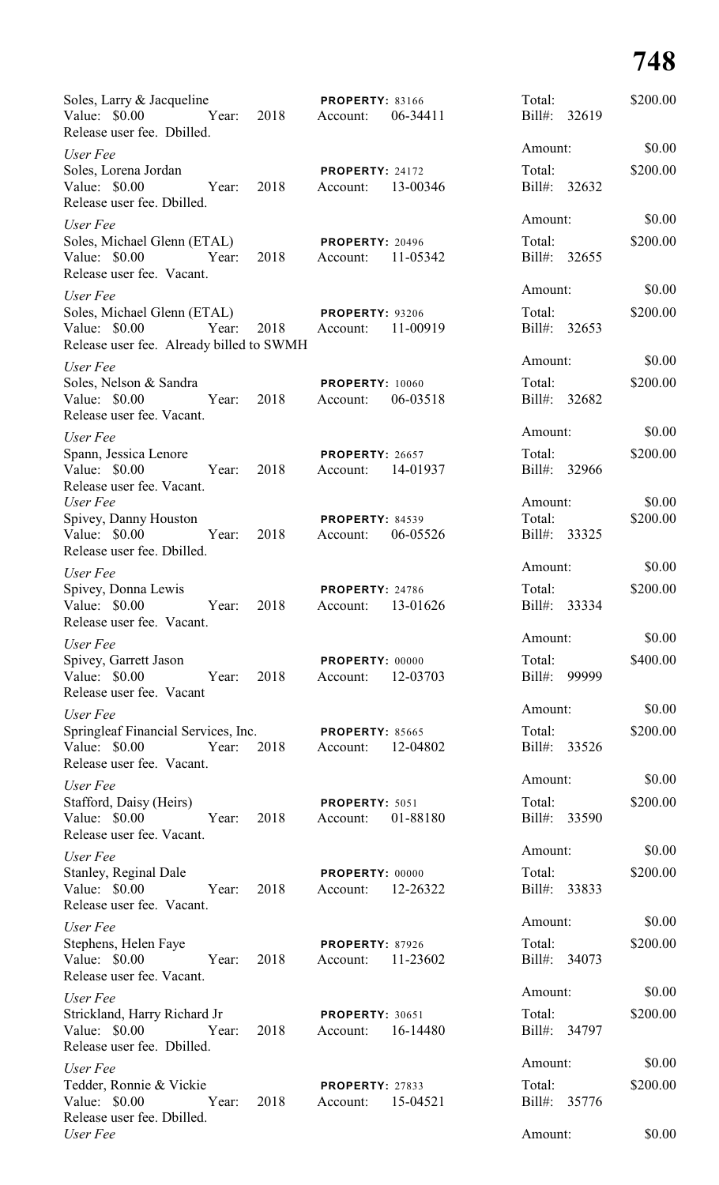Soles, Larry & Jacqueline | **PROPERTY:** 83166 | Total: $200.00
Value: $0.00 Year: 2018 Account: 06-34411 Bill#: 32619
Release user fee. Dbilled.

*User Fee* Amount: $0.00

Soles, Lorena Jordan | **PROPERTY:** 24172 | Total: $200.00
Value: $0.00 Year: 2018 Account: 13-00346 Bill#: 32632
Release user fee. Dbilled.

*User Fee* Amount: $0.00

Soles, Michael Glenn (ETAL) | **PROPERTY:** 20496 | Total: $200.00
Value: $0.00 Year: 2018 Account: 11-05342 Bill#: 32655
Release user fee. Vacant.

*User Fee* Amount: $0.00

Soles, Michael Glenn (ETAL) | **PROPERTY:** 93206 | Total: $200.00
Value: $0.00 Year: 2018 Account: 11-00919 Bill#: 32653
Release user fee. Already billed to SWMH

*User Fee* Amount: $0.00

Soles, Nelson & Sandra | **PROPERTY:** 10060 | Total: $200.00
Value: $0.00 Year: 2018 Account: 06-03518 Bill#: 32682
Release user fee. Vacant.

*User Fee* Amount: $0.00

Spann, Jessica Lenore | **PROPERTY:** 26657 | Total: $200.00
Value: $0.00 Year: 2018 Account: 14-01937 Bill#: 32966
Release user fee. Vacant.

*User Fee* Amount: $0.00

Spivey, Danny Houston | **PROPERTY:** 84539 | Total: $200.00
Value: $0.00 Year: 2018 Account: 06-05526 Bill#: 33325
Release user fee. Dbilled.

*User Fee* Amount: $0.00

Spivey, Donna Lewis | **PROPERTY:** 24786 | Total: $200.00
Value: $0.00 Year: 2018 Account: 13-01626 Bill#: 33334
Release user fee. Vacant.

*User Fee* Amount: $0.00

Spivey, Garrett Jason | **PROPERTY:** 00000 | Total: $400.00
Value: $0.00 Year: 2018 Account: 12-03703 Bill#: 99999
Release user fee. Vacant

*User Fee* Amount: $0.00

Springleaf Financial Services, Inc. | **PROPERTY:** 85665 | Total: $200.00
Value: $0.00 Year: 2018 Account: 12-04802 Bill#: 33526
Release user fee. Vacant.

*User Fee* Amount: $0.00

Stafford, Daisy (Heirs) | **PROPERTY:** 5051 | Total: $200.00
Value: $0.00 Year: 2018 Account: 01-88180 Bill#: 33590
Release user fee. Vacant.

*User Fee* Amount: $0.00

Stanley, Reginal Dale | **PROPERTY:** 00000 | Total: $200.00
Value: $0.00 Year: 2018 Account: 12-26322 Bill#: 33833
Release user fee. Vacant.

*User Fee* Amount: $0.00

Stephens, Helen Faye | **PROPERTY:** 87926 | Total: $200.00
Value: $0.00 Year: 2018 Account: 11-23602 Bill#: 34073
Release user fee. Vacant.

*User Fee* Amount: $0.00

Strickland, Harry Richard Jr | **PROPERTY:** 30651 | Total: $200.00
Value: $0.00 Year: 2018 Account: 16-14480 Bill#: 34797
Release user fee. Dbilled.

*User Fee* Amount: $0.00

Tedder, Ronnie & Vickie | **PROPERTY:** 27833 | Total: $200.00
Value: $0.00 Year: 2018 Account: 15-04521 Bill#: 35776
Release user fee. Dbilled.

*User Fee* Amount: $0.00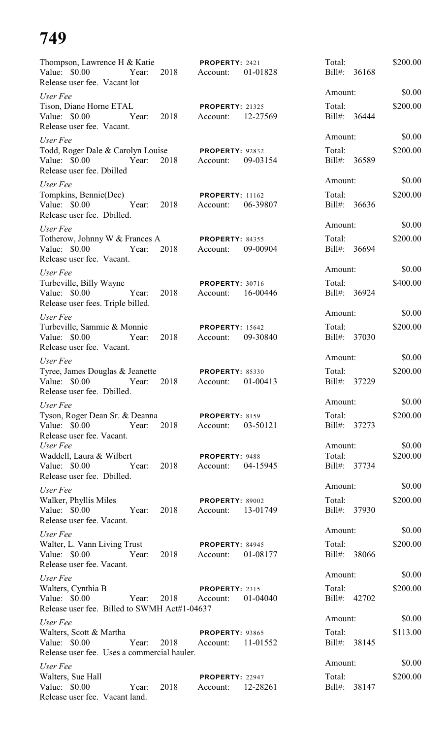Thompson, Lawrence H & Katie  **PROPERTY:** 2421  Total: $200.00
Value: $0.00  Year: 2018  Account: 01-01828  Bill#: 36168
Release user fee. Vacant lot

*User Fee*  Amount: $0.00
Tison, Diane Horne ETAL  **PROPERTY:** 21325  Total: $200.00
Value: $0.00  Year: 2018  Account: 12-27569  Bill#: 36444
Release user fee. Vacant.

*User Fee*  Amount: $0.00
Todd, Roger Dale & Carolyn Louise  **PROPERTY:** 92832  Total: $200.00
Value: $0.00  Year: 2018  Account: 09-03154  Bill#: 36589
Release user fee. Dbilled

*User Fee*  Amount: $0.00
Tompkins, Bennie(Dec)  **PROPERTY:** 11162  Total: $200.00
Value: $0.00  Year: 2018  Account: 06-39807  Bill#: 36636
Release user fee. Dbilled.

*User Fee*  Amount: $0.00
Totherow, Johnny W & Frances A  **PROPERTY:** 84355  Total: $200.00
Value: $0.00  Year: 2018  Account: 09-00904  Bill#: 36694
Release user fee. Vacant.

*User Fee*  Amount: $0.00
Turbeville, Billy Wayne  **PROPERTY:** 30716  Total: $400.00
Value: $0.00  Year: 2018  Account: 16-00446  Bill#: 36924
Release user fees. Triple billed.

*User Fee*  Amount: $0.00
Turbeville, Sammie & Monnie  **PROPERTY:** 15642  Total: $200.00
Value: $0.00  Year: 2018  Account: 09-30840  Bill#: 37030
Release user fee. Vacant.

*User Fee*  Amount: $0.00
Tyree, James Douglas & Jeanette  **PROPERTY:** 85330  Total: $200.00
Value: $0.00  Year: 2018  Account: 01-00413  Bill#: 37229
Release user fee. Dbilled.

*User Fee*  Amount: $0.00
Tyson, Roger Dean Sr. & Deanna  **PROPERTY:** 8159  Total: $200.00
Value: $0.00  Year: 2018  Account: 03-50121  Bill#: 37273
Release user fee. Vacant.

*User Fee*  Amount: $0.00
Waddell, Laura & Wilbert  **PROPERTY:** 9488  Total: $200.00
Value: $0.00  Year: 2018  Account: 04-15945  Bill#: 37734
Release user fee. Dbilled.

*User Fee*  Amount: $0.00
Walker, Phyllis Miles  **PROPERTY:** 89002  Total: $200.00
Value: $0.00  Year: 2018  Account: 13-01749  Bill#: 37930
Release user fee. Vacant.

*User Fee*  Amount: $0.00
Walter, L. Vann Living Trust  **PROPERTY:** 84945  Total: $200.00
Value: $0.00  Year: 2018  Account: 01-08177  Bill#: 38066
Release user fee. Vacant.

*User Fee*  Amount: $0.00
Walters, Cynthia B  **PROPERTY:** 2315  Total: $200.00
Value: $0.00  Year: 2018  Account: 01-04040  Bill#: 42702
Release user fee. Billed to SWMH Act#1-04637

*User Fee*  Amount: $0.00
Walters, Scott & Martha  **PROPERTY:** 93865  Total: $113.00
Value: $0.00  Year: 2018  Account: 11-01552  Bill#: 38145
Release user fee. Uses a commercial hauler.

*User Fee*  Amount: $0.00
Walters, Sue Hall  **PROPERTY:** 22947  Total: $200.00
Value: $0.00  Year: 2018  Account: 12-28261  Bill#: 38147
Release user fee. Vacant land.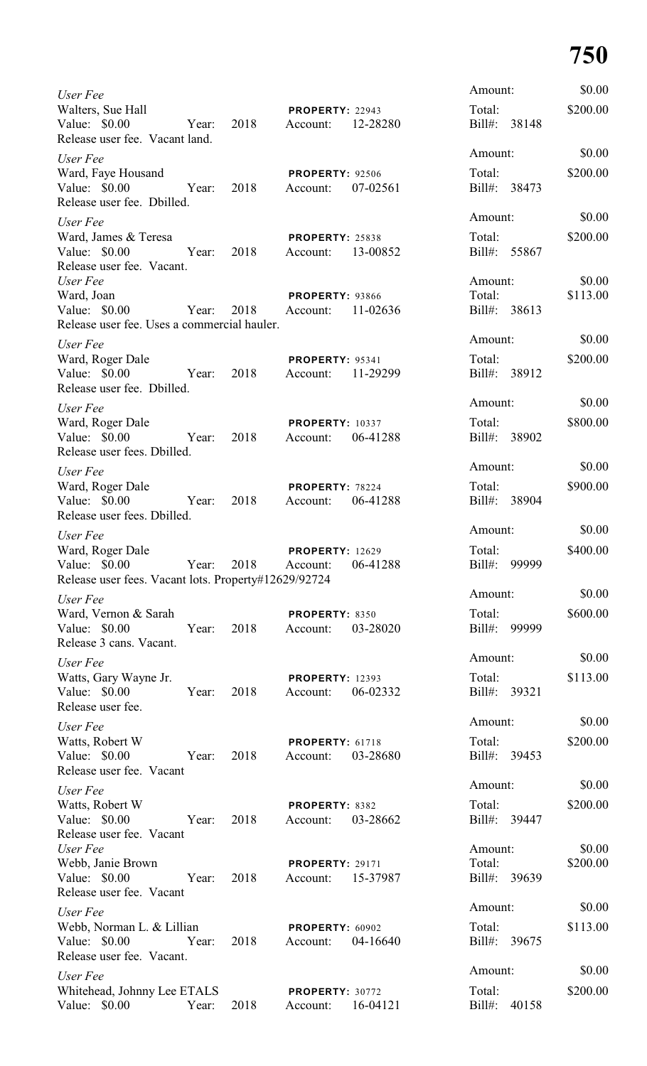*User Fee*
Walters, Sue Hall
Value: $0.00 Year: 2018 **PROPERTY:** 22943 Account: 12-28280
Release user fee. Vacant land.
Amount: $0.00
Total: $200.00
Bill#: 38148

*User Fee*
Ward, Faye Housand
Value: $0.00 Year: 2018 **PROPERTY:** 92506 Account: 07-02561
Release user fee. Dbilled.
Amount: $0.00
Total: $200.00
Bill#: 38473

*User Fee*
Ward, James & Teresa
Value: $0.00 Year: 2018 **PROPERTY:** 25838 Account: 13-00852
Release user fee. Vacant.
Amount: $0.00
Total: $200.00
Bill#: 55867

*User Fee*
Ward, Joan
Value: $0.00 Year: 2018 **PROPERTY:** 93866 Account: 11-02636
Release user fee. Uses a commercial hauler.
Amount: $0.00
Total: $113.00
Bill#: 38613

*User Fee*
Ward, Roger Dale
Value: $0.00 Year: 2018 **PROPERTY:** 95341 Account: 11-29299
Release user fee. Dbilled.
Amount: $0.00
Total: $200.00
Bill#: 38912

*User Fee*
Ward, Roger Dale
Value: $0.00 Year: 2018 **PROPERTY:** 10337 Account: 06-41288
Release user fees. Dbilled.
Amount: $0.00
Total: $800.00
Bill#: 38902

*User Fee*
Ward, Roger Dale
Value: $0.00 Year: 2018 **PROPERTY:** 78224 Account: 06-41288
Release user fees. Dbilled.
Amount: $0.00
Total: $900.00
Bill#: 38904

*User Fee*
Ward, Roger Dale
Value: $0.00 Year: 2018 **PROPERTY:** 12629 Account: 06-41288
Release user fees. Vacant lots. Property#12629/92724
Amount: $0.00
Total: $400.00
Bill#: 99999

*User Fee*
Ward, Vernon & Sarah
Value: $0.00 Year: 2018 **PROPERTY:** 8350 Account: 03-28020
Release 3 cans. Vacant.
Amount: $0.00
Total: $600.00
Bill#: 99999

*User Fee*
Watts, Gary Wayne Jr.
Value: $0.00 Year: 2018 **PROPERTY:** 12393 Account: 06-02332
Release user fee.
Amount: $0.00
Total: $113.00
Bill#: 39321

*User Fee*
Watts, Robert W
Value: $0.00 Year: 2018 **PROPERTY:** 61718 Account: 03-28680
Release user fee. Vacant
Amount: $0.00
Total: $200.00
Bill#: 39453

*User Fee*
Watts, Robert W
Value: $0.00 Year: 2018 **PROPERTY:** 8382 Account: 03-28662
Release user fee. Vacant
Amount: $0.00
Total: $200.00
Bill#: 39447

*User Fee*
Webb, Janie Brown
Value: $0.00 Year: 2018 **PROPERTY:** 29171 Account: 15-37987
Release user fee. Vacant
Amount: $0.00
Total: $200.00
Bill#: 39639

*User Fee*
Webb, Norman L. & Lillian
Value: $0.00 Year: 2018 **PROPERTY:** 60902 Account: 04-16640
Release user fee. Vacant.
Amount: $0.00
Total: $113.00
Bill#: 39675

*User Fee*
Whitehead, Johnny Lee ETALS
Value: $0.00 Year: 2018 **PROPERTY:** 30772 Account: 16-04121
Amount: $0.00
Total: $200.00
Bill#: 40158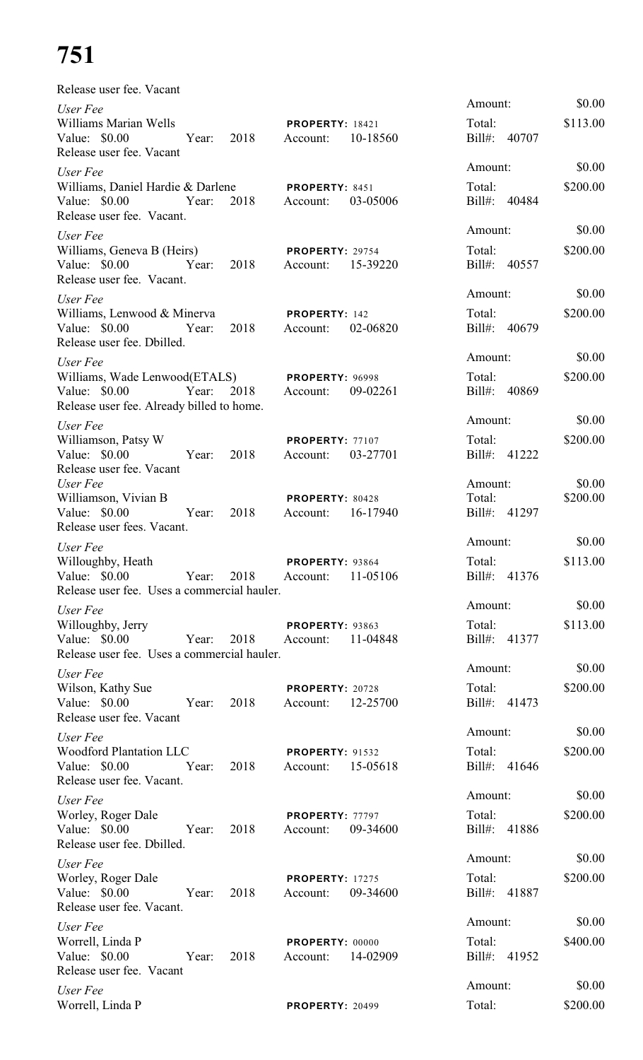# 751

Release user fee. Vacant

| | | |
|---|---|---|
| *User Fee* | | Amount: $0.00 |
| Williams Marian Wells | **PROPERTY:** 18421 | Total: $113.00 |
| Value: $0.00 Year: 2018 | Account: 10-18560 | Bill#: 40707 |
| Release user fee. Vacant | | |
| *User Fee* | | Amount: $0.00 |
| Williams, Daniel Hardie & Darlene | **PROPERTY:** 8451 | Total: $200.00 |
| Value: $0.00 Year: 2018 | Account: 03-05006 | Bill#: 40484 |
| Release user fee. Vacant. | | |
| *User Fee* | | Amount: $0.00 |
| Williams, Geneva B (Heirs) | **PROPERTY:** 29754 | Total: $200.00 |
| Value: $0.00 Year: 2018 | Account: 15-39220 | Bill#: 40557 |
| Release user fee. Vacant. | | |
| *User Fee* | | Amount: $0.00 |
| Williams, Lenwood & Minerva | **PROPERTY:** 142 | Total: $200.00 |
| Value: $0.00 Year: 2018 | Account: 02-06820 | Bill#: 40679 |
| Release user fee. Dbilled. | | |
| *User Fee* | | Amount: $0.00 |
| Williams, Wade Lenwood(ETALS) | **PROPERTY:** 96998 | Total: $200.00 |
| Value: $0.00 Year: 2018 | Account: 09-02261 | Bill#: 40869 |
| Release user fee. Already billed to home. | | |
| *User Fee* | | Amount: $0.00 |
| Williamson, Patsy W | **PROPERTY:** 77107 | Total: $200.00 |
| Value: $0.00 Year: 2018 | Account: 03-27701 | Bill#: 41222 |
| Release user fee. Vacant | | |
| *User Fee* | | Amount: $0.00 |
| Williamson, Vivian B | **PROPERTY:** 80428 | Total: $200.00 |
| Value: $0.00 Year: 2018 | Account: 16-17940 | Bill#: 41297 |
| Release user fees. Vacant. | | |
| *User Fee* | | Amount: $0.00 |
| Willoughby, Heath | **PROPERTY:** 93864 | Total: $113.00 |
| Value: $0.00 Year: 2018 | Account: 11-05106 | Bill#: 41376 |
| Release user fee. Uses a commercial hauler. | | |
| *User Fee* | | Amount: $0.00 |
| Willoughby, Jerry | **PROPERTY:** 93863 | Total: $113.00 |
| Value: $0.00 Year: 2018 | Account: 11-04848 | Bill#: 41377 |
| Release user fee. Uses a commercial hauler. | | |
| *User Fee* | | Amount: $0.00 |
| Wilson, Kathy Sue | **PROPERTY:** 20728 | Total: $200.00 |
| Value: $0.00 Year: 2018 | Account: 12-25700 | Bill#: 41473 |
| Release user fee. Vacant | | |
| *User Fee* | | Amount: $0.00 |
| Woodford Plantation LLC | **PROPERTY:** 91532 | Total: $200.00 |
| Value: $0.00 Year: 2018 | Account: 15-05618 | Bill#: 41646 |
| Release user fee. Vacant. | | |
| *User Fee* | | Amount: $0.00 |
| Worley, Roger Dale | **PROPERTY:** 77797 | Total: $200.00 |
| Value: $0.00 Year: 2018 | Account: 09-34600 | Bill#: 41886 |
| Release user fee. Dbilled. | | |
| *User Fee* | | Amount: $0.00 |
| Worley, Roger Dale | **PROPERTY:** 17275 | Total: $200.00 |
| Value: $0.00 Year: 2018 | Account: 09-34600 | Bill#: 41887 |
| Release user fee. Vacant. | | |
| *User Fee* | | Amount: $0.00 |
| Worrell, Linda P | **PROPERTY:** 00000 | Total: $400.00 |
| Value: $0.00 Year: 2018 | Account: 14-02909 | Bill#: 41952 |
| Release user fee. Vacant | | |
| *User Fee* | | Amount: $0.00 |
| Worrell, Linda P | **PROPERTY:** 20499 | Total: $200.00 |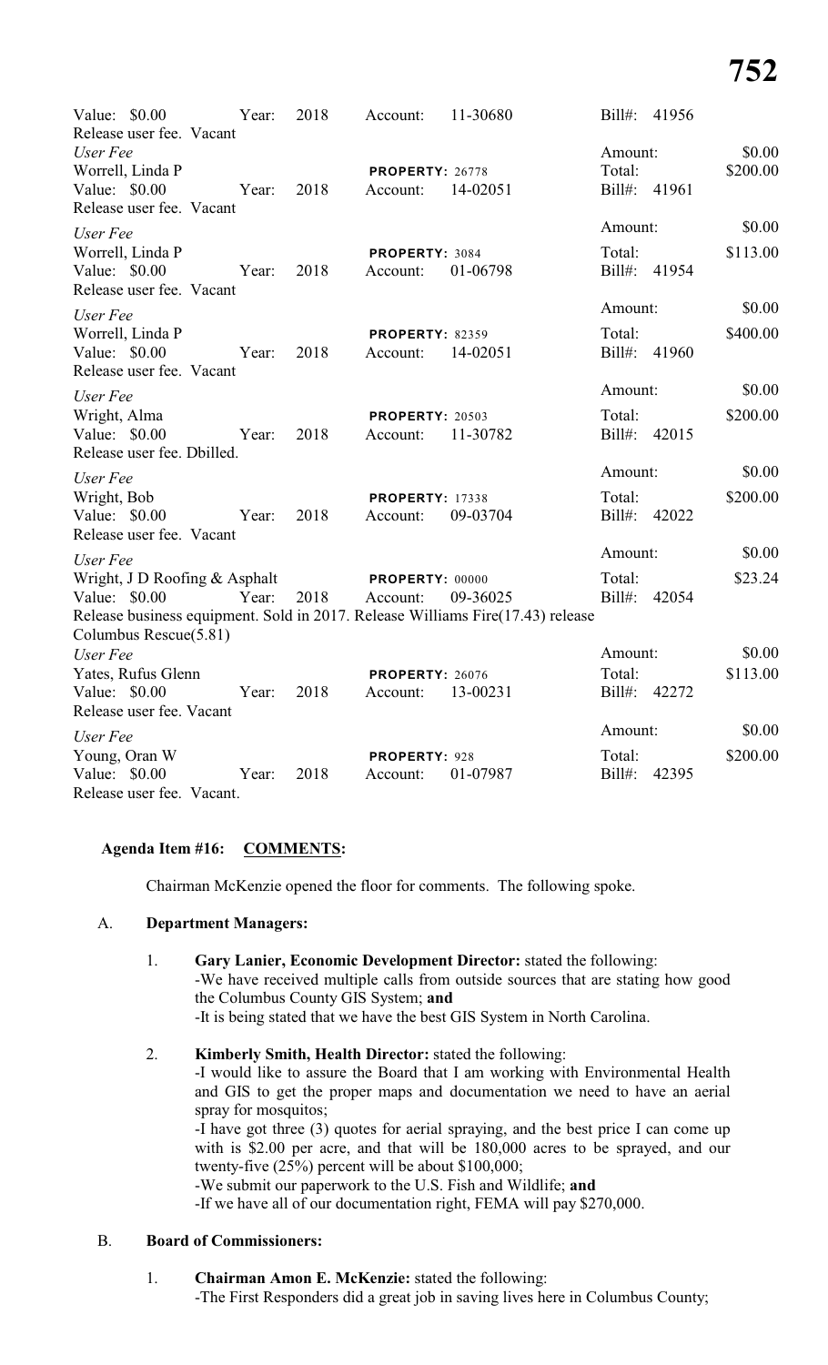Value: $0.00 Year: 2018 Account: 11-30680 Bill#: 41956
Release user fee. Vacant

*User Fee* Amount: $0.00
Worrell, Linda P **PROPERTY:** 26778 Total: $200.00
Value: $0.00 Year: 2018 Account: 14-02051 Bill#: 41961
Release user fee. Vacant

*User Fee* Amount: $0.00
Worrell, Linda P **PROPERTY:** 3084 Total: $113.00
Value: $0.00 Year: 2018 Account: 01-06798 Bill#: 41954
Release user fee. Vacant

*User Fee* Amount: $0.00
Worrell, Linda P **PROPERTY:** 82359 Total: $400.00
Value: $0.00 Year: 2018 Account: 14-02051 Bill#: 41960
Release user fee. Vacant

*User Fee* Amount: $0.00
Wright, Alma **PROPERTY:** 20503 Total: $200.00
Value: $0.00 Year: 2018 Account: 11-30782 Bill#: 42015
Release user fee. Dbilled.

*User Fee* Amount: $0.00
Wright, Bob **PROPERTY:** 17338 Total: $200.00
Value: $0.00 Year: 2018 Account: 09-03704 Bill#: 42022
Release user fee. Vacant

*User Fee* Amount: $0.00
Wright, J D Roofing & Asphalt **PROPERTY:** 00000 Total: $23.24
Value: $0.00 Year: 2018 Account: 09-36025 Bill#: 42054
Release business equipment. Sold in 2017. Release Williams Fire(17.43) release Columbus Rescue(5.81)

*User Fee* Amount: $0.00
Yates, Rufus Glenn **PROPERTY:** 26076 Total: $113.00
Value: $0.00 Year: 2018 Account: 13-00231 Bill#: 42272
Release user fee. Vacant

*User Fee* Amount: $0.00
Young, Oran W **PROPERTY:** 928 Total: $200.00
Value: $0.00 Year: 2018 Account: 01-07987 Bill#: 42395
Release user fee. Vacant.

**Agenda Item #16: COMMENTS:**

Chairman McKenzie opened the floor for comments. The following spoke.

A. **Department Managers:**

1. **Gary Lanier, Economic Development Director:** stated the following:
   -We have received multiple calls from outside sources that are stating how good the Columbus County GIS System; **and**
   -It is being stated that we have the best GIS System in North Carolina.

2. **Kimberly Smith, Health Director:** stated the following:
   -I would like to assure the Board that I am working with Environmental Health and GIS to get the proper maps and documentation we need to have an aerial spray for mosquitos;
   -I have got three (3) quotes for aerial spraying, and the best price I can come up with is $2.00 per acre, and that will be 180,000 acres to be sprayed, and our twenty-five (25%) percent will be about $100,000;
   -We submit our paperwork to the U.S. Fish and Wildlife; **and**
   -If we have all of our documentation right, FEMA will pay $270,000.

B. **Board of Commissioners:**

1. **Chairman Amon E. McKenzie:** stated the following:
   -The First Responders did a great job in saving lives here in Columbus County;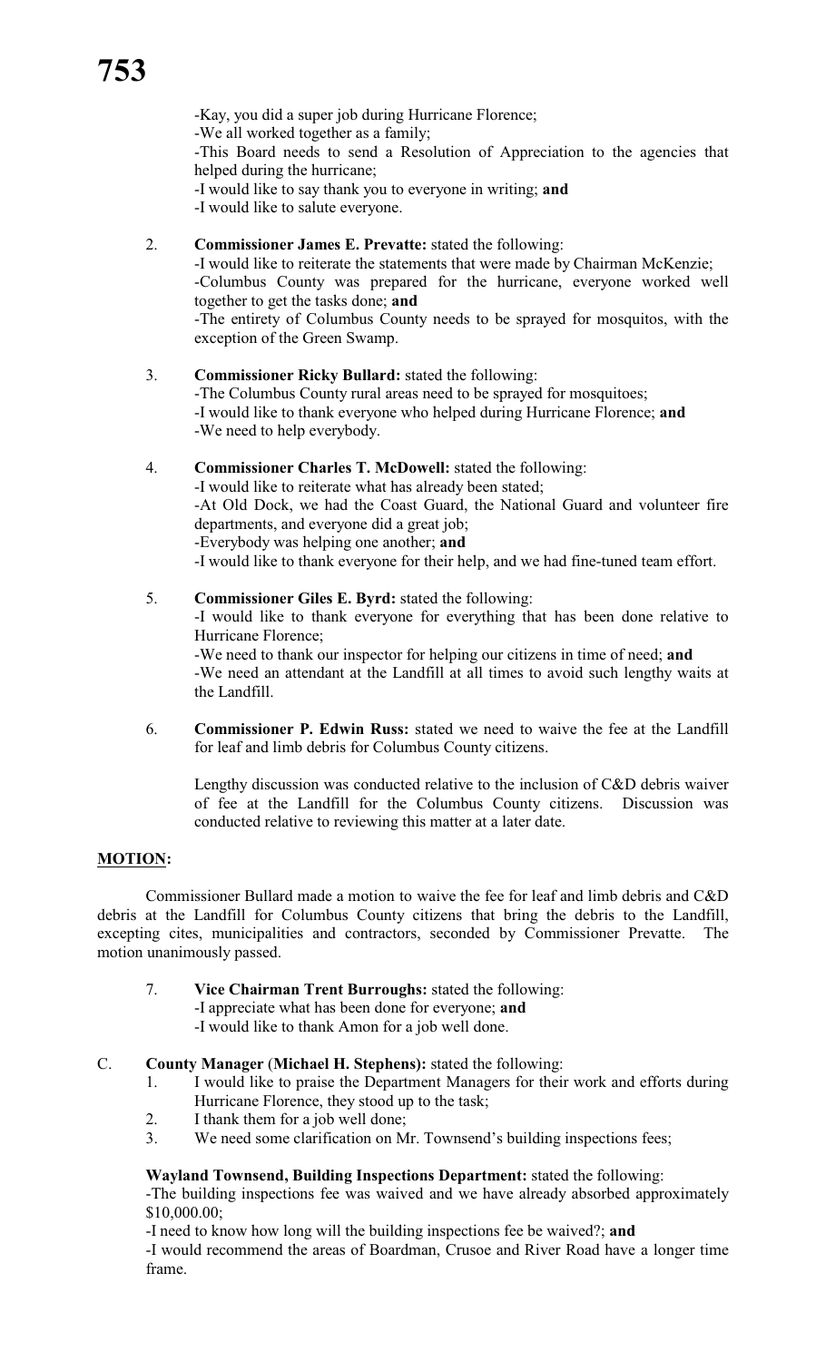-Kay, you did a super job during Hurricane Florence;
-We all worked together as a family;
-This Board needs to send a Resolution of Appreciation to the agencies that helped during the hurricane;
-I would like to say thank you to everyone in writing; **and**
-I would like to salute everyone.

2. **Commissioner James E. Prevatte:** stated the following:
-I would like to reiterate the statements that were made by Chairman McKenzie;
-Columbus County was prepared for the hurricane, everyone worked well together to get the tasks done; **and**
-The entirety of Columbus County needs to be sprayed for mosquitos, with the exception of the Green Swamp.

3. **Commissioner Ricky Bullard:** stated the following:
-The Columbus County rural areas need to be sprayed for mosquitoes;
-I would like to thank everyone who helped during Hurricane Florence; **and**
-We need to help everybody.

4. **Commissioner Charles T. McDowell:** stated the following:
-I would like to reiterate what has already been stated;
-At Old Dock, we had the Coast Guard, the National Guard and volunteer fire departments, and everyone did a great job;
-Everybody was helping one another; **and**
-I would like to thank everyone for their help, and we had fine-tuned team effort.

5. **Commissioner Giles E. Byrd:** stated the following:
-I would like to thank everyone for everything that has been done relative to Hurricane Florence;
-We need to thank our inspector for helping our citizens in time of need; **and**
-We need an attendant at the Landfill at all times to avoid such lengthy waits at the Landfill.

6. **Commissioner P. Edwin Russ:** stated we need to waive the fee at the Landfill for leaf and limb debris for Columbus County citizens.

Lengthy discussion was conducted relative to the inclusion of C&D debris waiver of fee at the Landfill for the Columbus County citizens. Discussion was conducted relative to reviewing this matter at a later date.

**MOTION:**

Commissioner Bullard made a motion to waive the fee for leaf and limb debris and C&D debris at the Landfill for Columbus County citizens that bring the debris to the Landfill, excepting cites, municipalities and contractors, seconded by Commissioner Prevatte. The motion unanimously passed.

7. **Vice Chairman Trent Burroughs:** stated the following:
-I appreciate what has been done for everyone; **and**
-I would like to thank Amon for a job well done.

C. **County Manager** (**Michael H. Stephens):** stated the following:

1. I would like to praise the Department Managers for their work and efforts during Hurricane Florence, they stood up to the task;
2. I thank them for a job well done;
3. We need some clarification on Mr. Townsend's building inspections fees;

**Wayland Townsend, Building Inspections Department:** stated the following:
-The building inspections fee was waived and we have already absorbed approximately $10,000.00;
-I need to know how long will the building inspections fee be waived?; **and**
-I would recommend the areas of Boardman, Crusoe and River Road have a longer time frame.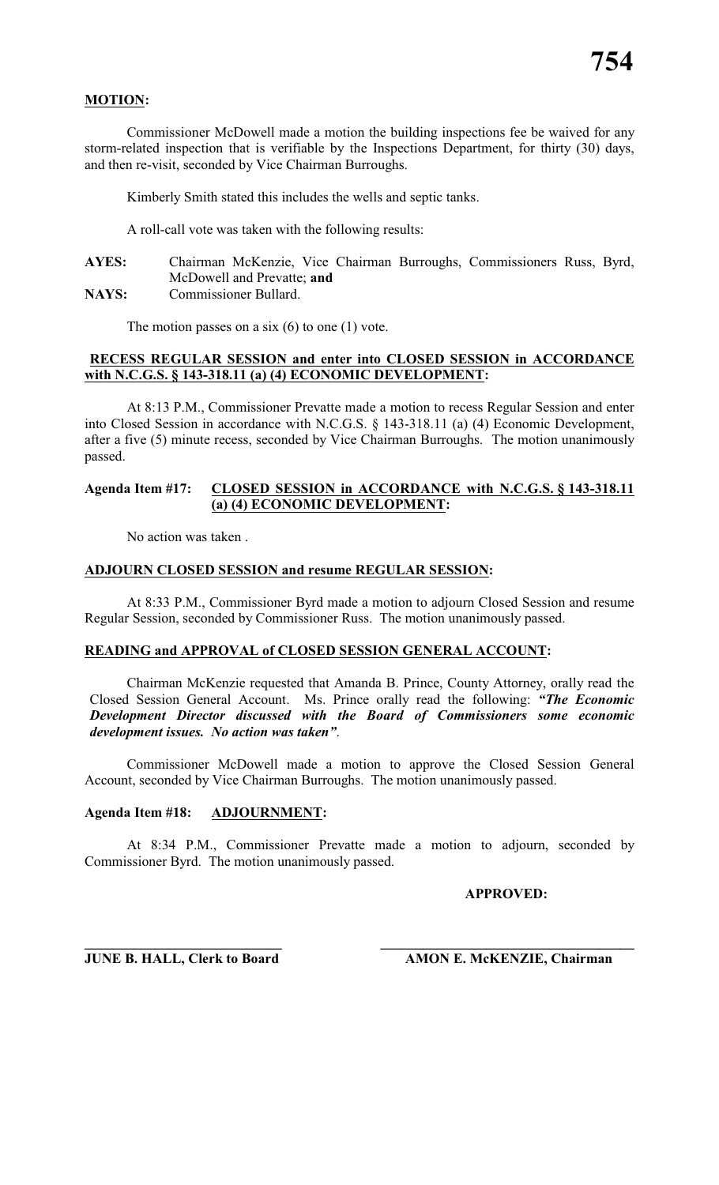**MOTION:**

Commissioner McDowell made a motion the building inspections fee be waived for any storm-related inspection that is verifiable by the Inspections Department, for thirty (30) days, and then re-visit, seconded by Vice Chairman Burroughs.

Kimberly Smith stated this includes the wells and septic tanks.

A roll-call vote was taken with the following results:

**AYES:** Chairman McKenzie, Vice Chairman Burroughs, Commissioners Russ, Byrd, McDowell and Prevatte; **and**
**NAYS:** Commissioner Bullard.

The motion passes on a six (6) to one (1) vote.

**RECESS REGULAR SESSION and enter into CLOSED SESSION in ACCORDANCE with N.C.G.S. § 143-318.11 (a) (4) ECONOMIC DEVELOPMENT:**

At 8:13 P.M., Commissioner Prevatte made a motion to recess Regular Session and enter into Closed Session in accordance with N.C.G.S. § 143-318.11 (a) (4) Economic Development, after a five (5) minute recess, seconded by Vice Chairman Burroughs. The motion unanimously passed.

**Agenda Item #17: CLOSED SESSION in ACCORDANCE with N.C.G.S. § 143-318.11 (a) (4) ECONOMIC DEVELOPMENT:**

No action was taken .

**ADJOURN CLOSED SESSION and resume REGULAR SESSION:**

At 8:33 P.M., Commissioner Byrd made a motion to adjourn Closed Session and resume Regular Session, seconded by Commissioner Russ. The motion unanimously passed.

**READING and APPROVAL of CLOSED SESSION GENERAL ACCOUNT:**

Chairman McKenzie requested that Amanda B. Prince, County Attorney, orally read the Closed Session General Account. Ms. Prince orally read the following: ***"The Economic Development Director discussed with the Board of Commissioners some economic development issues. No action was taken"***.

Commissioner McDowell made a motion to approve the Closed Session General Account, seconded by Vice Chairman Burroughs. The motion unanimously passed.

**Agenda Item #18: ADJOURNMENT:**

At 8:34 P.M., Commissioner Prevatte made a motion to adjourn, seconded by Commissioner Byrd. The motion unanimously passed.

**APPROVED:**

\_\_\_\_\_\_\_\_\_\_\_\_\_\_\_\_\_\_\_\_\_\_\_\_\_\_\_\_ \_\_\_\_\_\_\_\_\_\_\_\_\_\_\_\_\_\_\_\_\_\_\_\_\_\_\_\_\_\_\_\_\_\_\_

**JUNE B. HALL, Clerk to Board** **AMON E. McKENZIE, Chairman**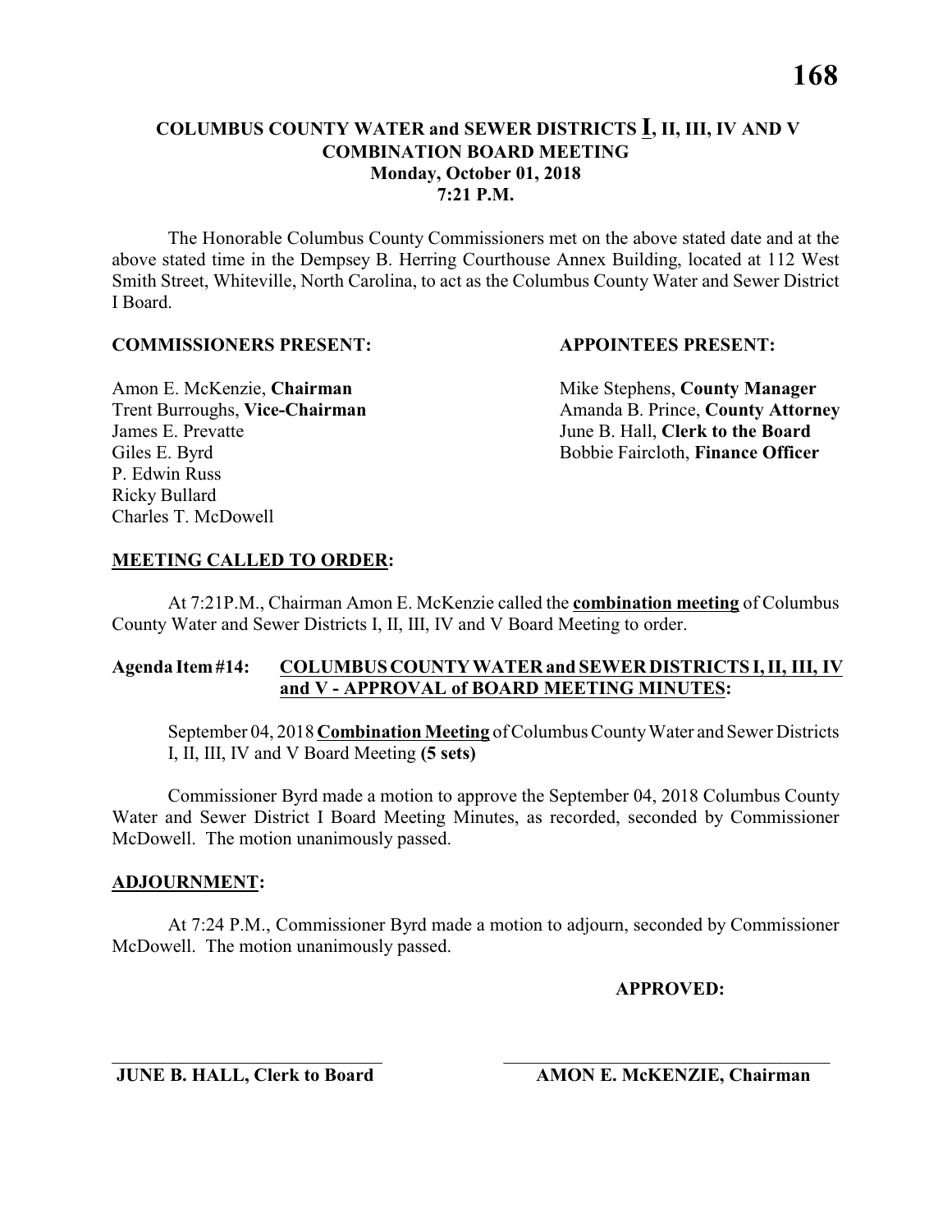**COLUMBUS COUNTY WATER and SEWER DISTRICTS I, II, III, IV AND V**
**COMBINATION BOARD MEETING**
**Monday, October 01, 2018**
**7:21 P.M.**

The Honorable Columbus County Commissioners met on the above stated date and at the above stated time in the Dempsey B. Herring Courthouse Annex Building, located at 112 West Smith Street, Whiteville, North Carolina, to act as the Columbus County Water and Sewer District I Board.

**COMMISSIONERS PRESENT:**

Amon E. McKenzie, **Chairman**
Trent Burroughs, **Vice-Chairman**
James E. Prevatte
Giles E. Byrd
P. Edwin Russ
Ricky Bullard
Charles T. McDowell

**APPOINTEES PRESENT:**

Mike Stephens, **County Manager**
Amanda B. Prince, **County Attorney**
June B. Hall, **Clerk to the Board**
Bobbie Faircloth, **Finance Officer**

**MEETING CALLED TO ORDER:**

At 7:21P.M., Chairman Amon E. McKenzie called the **combination meeting** of Columbus County Water and Sewer Districts I, II, III, IV and V Board Meeting to order.

**Agenda Item #14: COLUMBUS COUNTY WATER and SEWER DISTRICTS I, II, III, IV and V - APPROVAL of BOARD MEETING MINUTES:**

September 04, 2018 **Combination Meeting** of Columbus County Water and Sewer Districts I, II, III, IV and V Board Meeting **(5 sets)**

Commissioner Byrd made a motion to approve the September 04, 2018 Columbus County Water and Sewer District I Board Meeting Minutes, as recorded, seconded by Commissioner McDowell. The motion unanimously passed.

**ADJOURNMENT:**

At 7:24 P.M., Commissioner Byrd made a motion to adjourn, seconded by Commissioner McDowell. The motion unanimously passed.

**APPROVED:**

\_\_\_\_\_\_\_\_\_\_\_\_\_\_\_\_\_\_\_\_\_\_\_\_\_\_\_\_ \_\_\_\_\_\_\_\_\_\_\_\_\_\_\_\_\_\_\_\_\_\_\_\_\_\_\_\_

**JUNE B. HALL, Clerk to Board** **AMON E. McKENZIE, Chairman**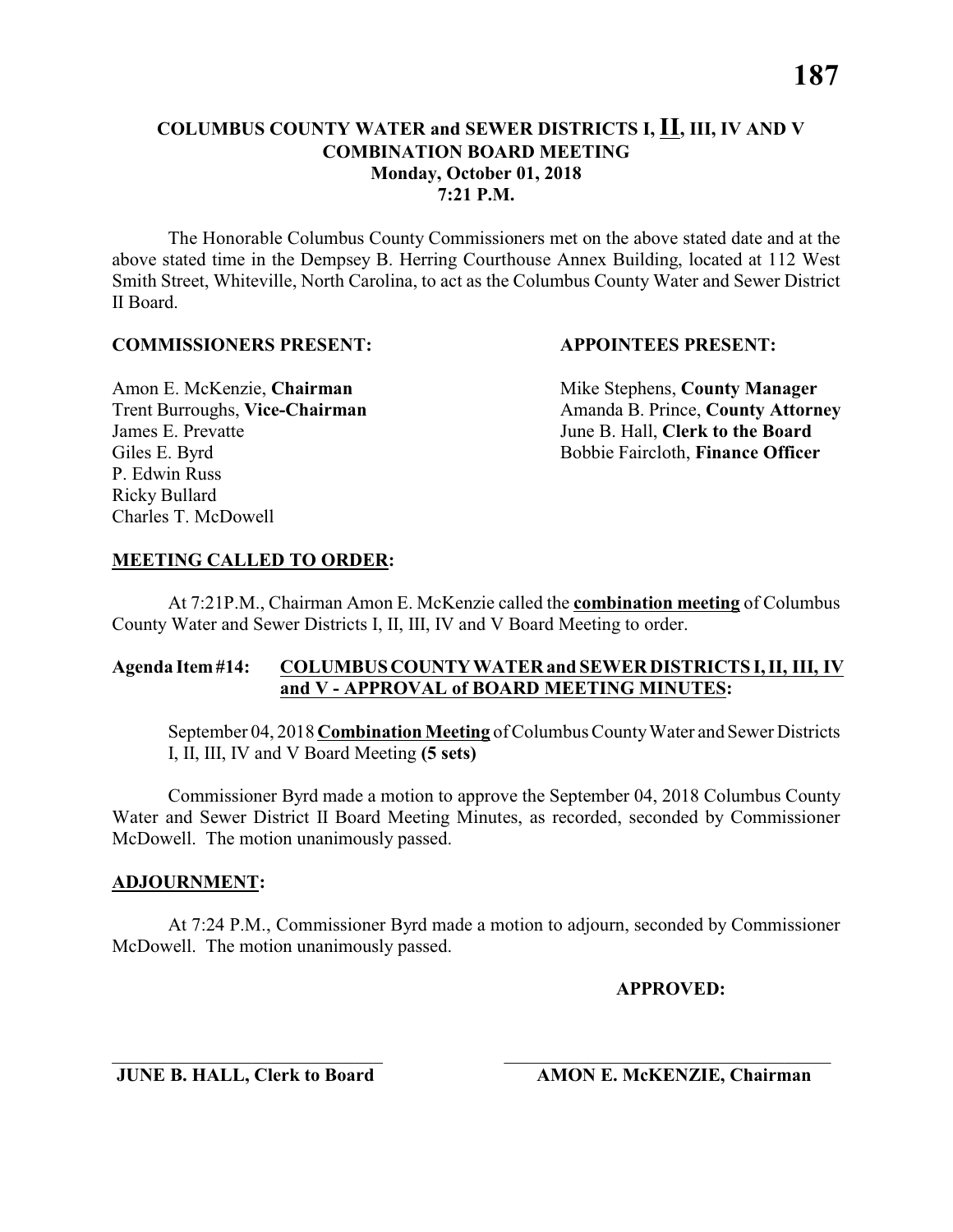**COLUMBUS COUNTY WATER and SEWER DISTRICTS I, II, III, IV AND V**
**COMBINATION BOARD MEETING**
**Monday, October 01, 2018**
**7:21 P.M.**

The Honorable Columbus County Commissioners met on the above stated date and at the above stated time in the Dempsey B. Herring Courthouse Annex Building, located at 112 West Smith Street, Whiteville, North Carolina, to act as the Columbus County Water and Sewer District II Board.

| **COMMISSIONERS PRESENT:** | **APPOINTEES PRESENT:** |
|---|---|
| Amon E. McKenzie, **Chairman** | Mike Stephens, **County Manager** |
| Trent Burroughs, **Vice-Chairman** | Amanda B. Prince, **County Attorney** |
| James E. Prevatte | June B. Hall, **Clerk to the Board** |
| Giles E. Byrd | Bobbie Faircloth, **Finance Officer** |
| P. Edwin Russ | |
| Ricky Bullard | |
| Charles T. McDowell | |

**MEETING CALLED TO ORDER:**

At 7:21P.M., Chairman Amon E. McKenzie called the **combination meeting** of Columbus County Water and Sewer Districts I, II, III, IV and V Board Meeting to order.

**Agenda Item #14: COLUMBUS COUNTY WATER and SEWER DISTRICTS I, II, III, IV and V - APPROVAL of BOARD MEETING MINUTES:**

September 04, 2018 **Combination Meeting** of Columbus County Water and Sewer Districts I, II, III, IV and V Board Meeting **(5 sets)**

Commissioner Byrd made a motion to approve the September 04, 2018 Columbus County Water and Sewer District II Board Meeting Minutes, as recorded, seconded by Commissioner McDowell. The motion unanimously passed.

**ADJOURNMENT:**

At 7:24 P.M., Commissioner Byrd made a motion to adjourn, seconded by Commissioner McDowell. The motion unanimously passed.

**APPROVED:**

\_\_\_\_\_\_\_\_\_\_\_\_\_\_\_\_\_\_\_\_\_\_\_\_\_\_\_\_\_\_ \_\_\_\_\_\_\_\_\_\_\_\_\_\_\_\_\_\_\_\_\_\_\_\_\_\_\_\_\_\_
**JUNE B. HALL, Clerk to Board** **AMON E. McKENZIE, Chairman**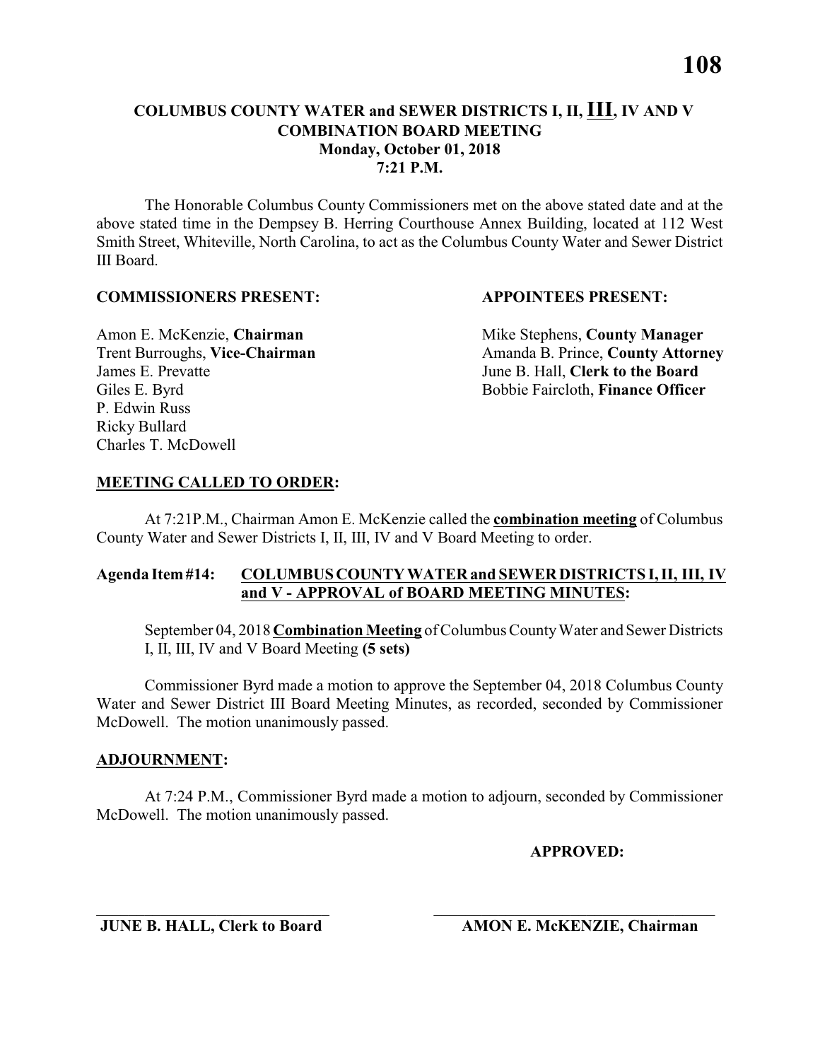# COLUMBUS COUNTY WATER and SEWER DISTRICTS I, II, III, IV AND V COMBINATION BOARD MEETING
**Monday, October 01, 2018**
**7:21 P.M.**

The Honorable Columbus County Commissioners met on the above stated date and at the above stated time in the Dempsey B. Herring Courthouse Annex Building, located at 112 West Smith Street, Whiteville, North Carolina, to act as the Columbus County Water and Sewer District III Board.

**COMMISSIONERS PRESENT:**

Amon E. McKenzie, **Chairman**
Trent Burroughs, **Vice-Chairman**
James E. Prevatte
Giles E. Byrd
P. Edwin Russ
Ricky Bullard
Charles T. McDowell

**APPOINTEES PRESENT:**

Mike Stephens, **County Manager**
Amanda B. Prince, **County Attorney**
June B. Hall, **Clerk to the Board**
Bobbie Faircloth, **Finance Officer**

**MEETING CALLED TO ORDER:**

At 7:21P.M., Chairman Amon E. McKenzie called the **combination meeting** of Columbus County Water and Sewer Districts I, II, III, IV and V Board Meeting to order.

**Agenda Item #14: COLUMBUS COUNTY WATER and SEWER DISTRICTS I, II, III, IV and V - APPROVAL of BOARD MEETING MINUTES:**

September 04, 2018 **Combination Meeting** of Columbus County Water and Sewer Districts I, II, III, IV and V Board Meeting **(5 sets)**

Commissioner Byrd made a motion to approve the September 04, 2018 Columbus County Water and Sewer District III Board Meeting Minutes, as recorded, seconded by Commissioner McDowell. The motion unanimously passed.

**ADJOURNMENT:**

At 7:24 P.M., Commissioner Byrd made a motion to adjourn, seconded by Commissioner McDowell. The motion unanimously passed.

**APPROVED:**

\_\_\_\_\_\_\_\_\_\_\_\_\_\_\_\_\_\_\_\_\_\_\_\_\_\_\_\_\_\_
**JUNE B. HALL, Clerk to Board**

\_\_\_\_\_\_\_\_\_\_\_\_\_\_\_\_\_\_\_\_\_\_\_\_\_\_\_\_\_\_
**AMON E. McKENZIE, Chairman**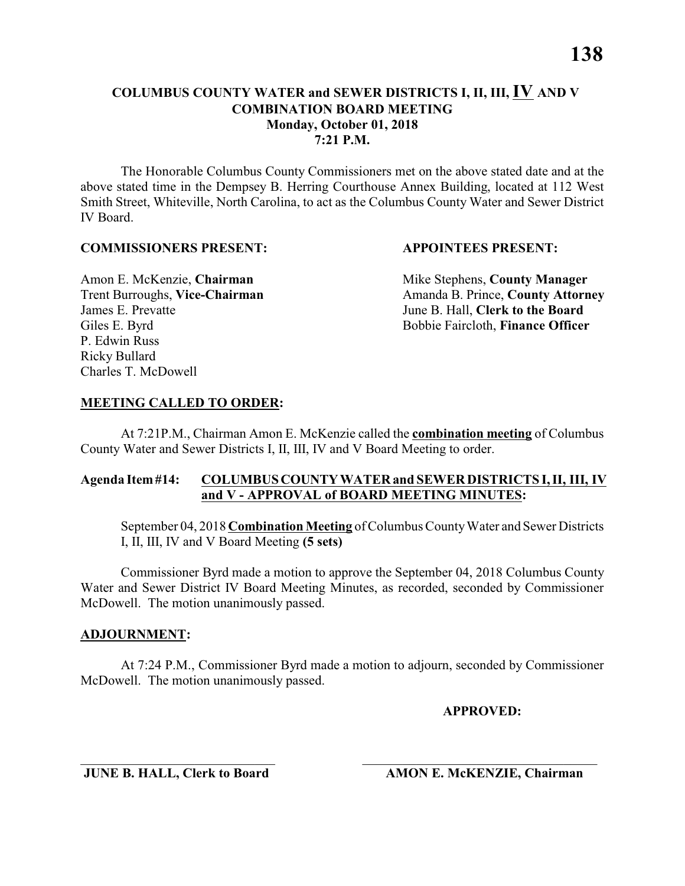## COLUMBUS COUNTY WATER and SEWER DISTRICTS I, II, III, IV AND V COMBINATION BOARD MEETING
**Monday, October 01, 2018**
**7:21 P.M.**

The Honorable Columbus County Commissioners met on the above stated date and at the above stated time in the Dempsey B. Herring Courthouse Annex Building, located at 112 West Smith Street, Whiteville, North Carolina, to act as the Columbus County Water and Sewer District IV Board.

**COMMISSIONERS PRESENT:**

Amon E. McKenzie, **Chairman**
Trent Burroughs, **Vice-Chairman**
James E. Prevatte
Giles E. Byrd
P. Edwin Russ
Ricky Bullard
Charles T. McDowell

**APPOINTEES PRESENT:**

Mike Stephens, **County Manager**
Amanda B. Prince, **County Attorney**
June B. Hall, **Clerk to the Board**
Bobbie Faircloth, **Finance Officer**

**MEETING CALLED TO ORDER:**

At 7:21P.M., Chairman Amon E. McKenzie called the **combination meeting** of Columbus County Water and Sewer Districts I, II, III, IV and V Board Meeting to order.

**Agenda Item #14: COLUMBUS COUNTY WATER and SEWER DISTRICTS I, II, III, IV and V - APPROVAL of BOARD MEETING MINUTES:**

September 04, 2018 **Combination Meeting** of Columbus County Water and Sewer Districts I, II, III, IV and V Board Meeting **(5 sets)**

Commissioner Byrd made a motion to approve the September 04, 2018 Columbus County Water and Sewer District IV Board Meeting Minutes, as recorded, seconded by Commissioner McDowell. The motion unanimously passed.

**ADJOURNMENT:**

At 7:24 P.M., Commissioner Byrd made a motion to adjourn, seconded by Commissioner McDowell. The motion unanimously passed.

**APPROVED:**

______________________________ ______________________________
**JUNE B. HALL, Clerk to Board** **AMON E. McKENZIE, Chairman**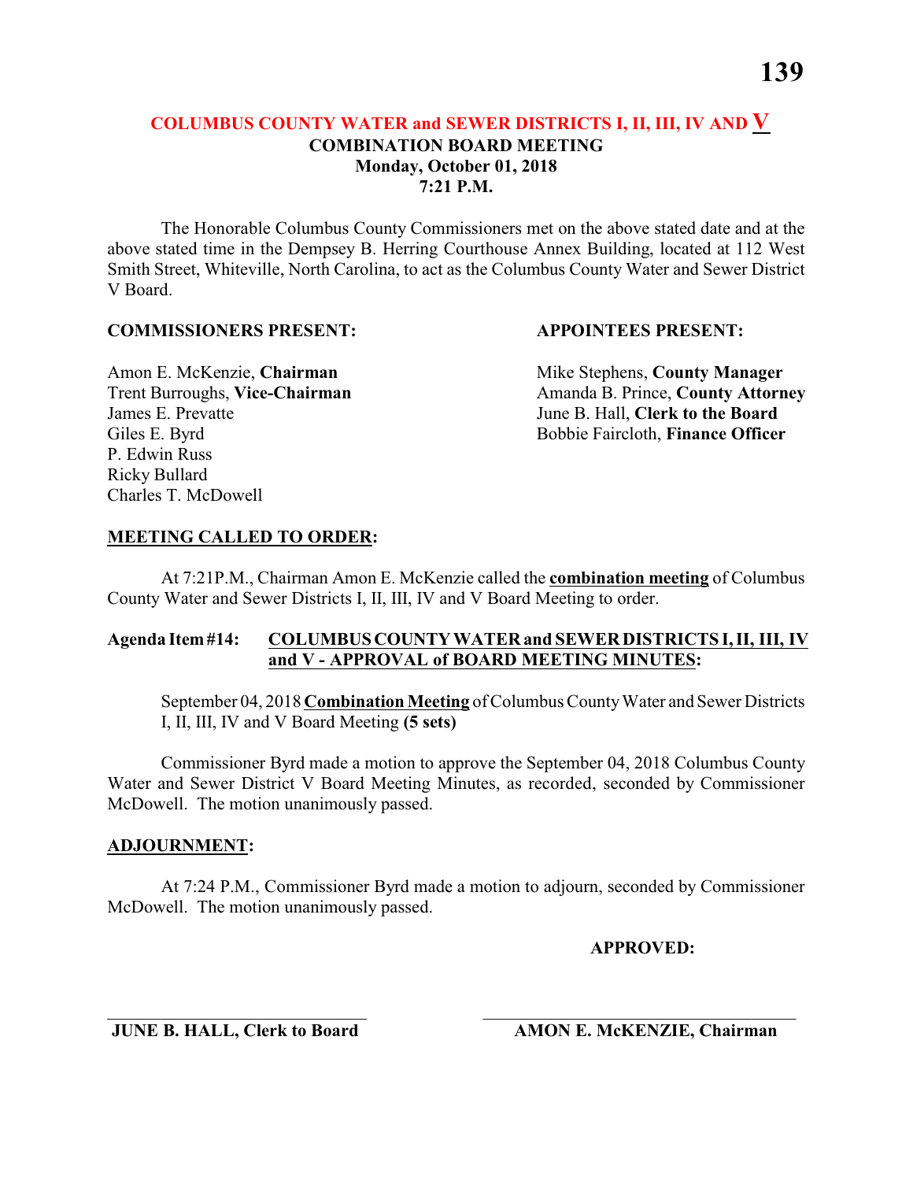# COLUMBUS COUNTY WATER and SEWER DISTRICTS I, II, III, IV AND V

**COMBINATION BOARD MEETING**
**Monday, October 01, 2018**
**7:21 P.M.**

The Honorable Columbus County Commissioners met on the above stated date and at the above stated time in the Dempsey B. Herring Courthouse Annex Building, located at 112 West Smith Street, Whiteville, North Carolina, to act as the Columbus County Water and Sewer District V Board.

**COMMISSIONERS PRESENT:**

Amon E. McKenzie, **Chairman**
Trent Burroughs, **Vice-Chairman**
James E. Prevatte
Giles E. Byrd
P. Edwin Russ
Ricky Bullard
Charles T. McDowell

**APPOINTEES PRESENT:**

Mike Stephens, **County Manager**
Amanda B. Prince, **County Attorney**
June B. Hall, **Clerk to the Board**
Bobbie Faircloth, **Finance Officer**

**MEETING CALLED TO ORDER:**

At 7:21P.M., Chairman Amon E. McKenzie called the **combination meeting** of Columbus County Water and Sewer Districts I, II, III, IV and V Board Meeting to order.

**Agenda Item #14: COLUMBUS COUNTY WATER and SEWER DISTRICTS I, II, III, IV and V - APPROVAL of BOARD MEETING MINUTES:**

September 04, 2018 **Combination Meeting** of Columbus County Water and Sewer Districts I, II, III, IV and V Board Meeting **(5 sets)**

Commissioner Byrd made a motion to approve the September 04, 2018 Columbus County Water and Sewer District V Board Meeting Minutes, as recorded, seconded by Commissioner McDowell. The motion unanimously passed.

**ADJOURNMENT:**

At 7:24 P.M., Commissioner Byrd made a motion to adjourn, seconded by Commissioner McDowell. The motion unanimously passed.

**APPROVED:**

\_\_\_\_\_\_\_\_\_\_\_\_\_\_\_\_\_\_\_\_\_\_\_\_\_\_\_\_
**JUNE B. HALL, Clerk to Board**

\_\_\_\_\_\_\_\_\_\_\_\_\_\_\_\_\_\_\_\_\_\_\_\_\_\_\_\_
**AMON E. McKENZIE, Chairman**